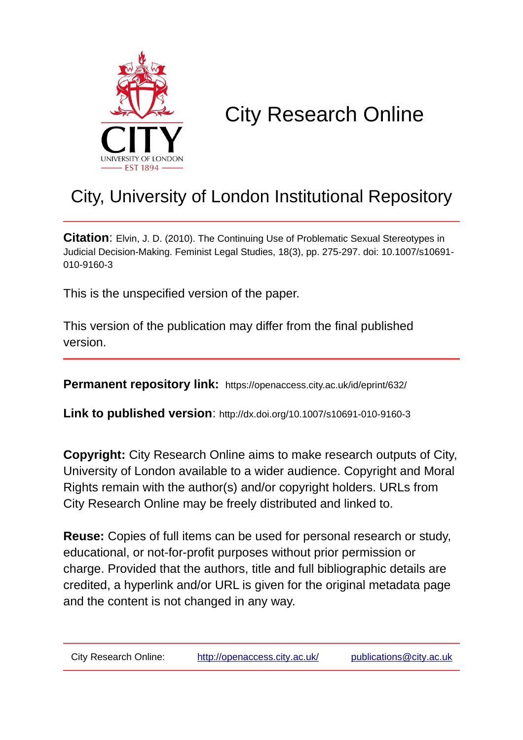# City Research Online

## City, University of London Institutional Repository

**Citation**: Elvin, J. D. (2010). The Continuing Use of Problematic Sexual Stereotypes in Judicial Decision-Making. Feminist Legal Studies, 18(3), pp. 275-297. doi: 10.1007/s10691-010-9160-3

This is the unspecified version of the paper.

This version of the publication may differ from the final published version.

**Permanent repository link:** https://openaccess.city.ac.uk/id/eprint/632/

**Link to published version**: http://dx.doi.org/10.1007/s10691-010-9160-3

**Copyright:** City Research Online aims to make research outputs of City, University of London available to a wider audience. Copyright and Moral Rights remain with the author(s) and/or copyright holders. URLs from City Research Online may be freely distributed and linked to.

**Reuse:** Copies of full items can be used for personal research or study, educational, or not-for-profit purposes without prior permission or charge. Provided that the authors, title and full bibliographic details are credited, a hyperlink and/or URL is given for the original metadata page and the content is not changed in any way.

City Research Online: http://openaccess.city.ac.uk/ publications@city.ac.uk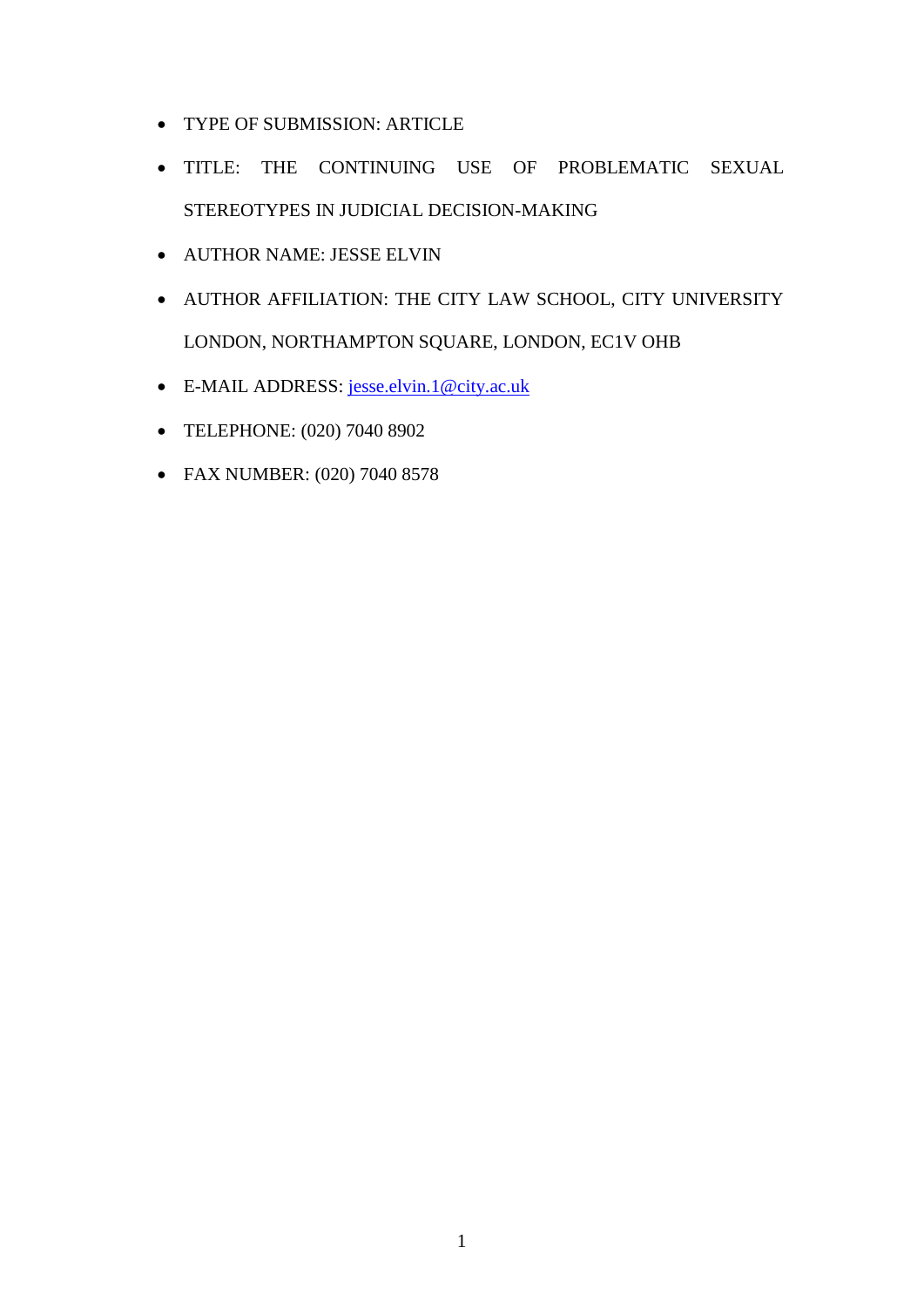- TYPE OF SUBMISSION: ARTICLE
- TITLE: THE CONTINUING USE OF PROBLEMATIC SEXUAL STEREOTYPES IN JUDICIAL DECISION-MAKING
- AUTHOR NAME: JESSE ELVIN
- AUTHOR AFFILIATION: THE CITY LAW SCHOOL, CITY UNIVERSITY LONDON, NORTHAMPTON SQUARE, LONDON, EC1V OHB
- E-MAIL ADDRESS: jesse.elvin.1@city.ac.uk
- TELEPHONE: (020) 7040 8902
- FAX NUMBER: (020) 7040 8578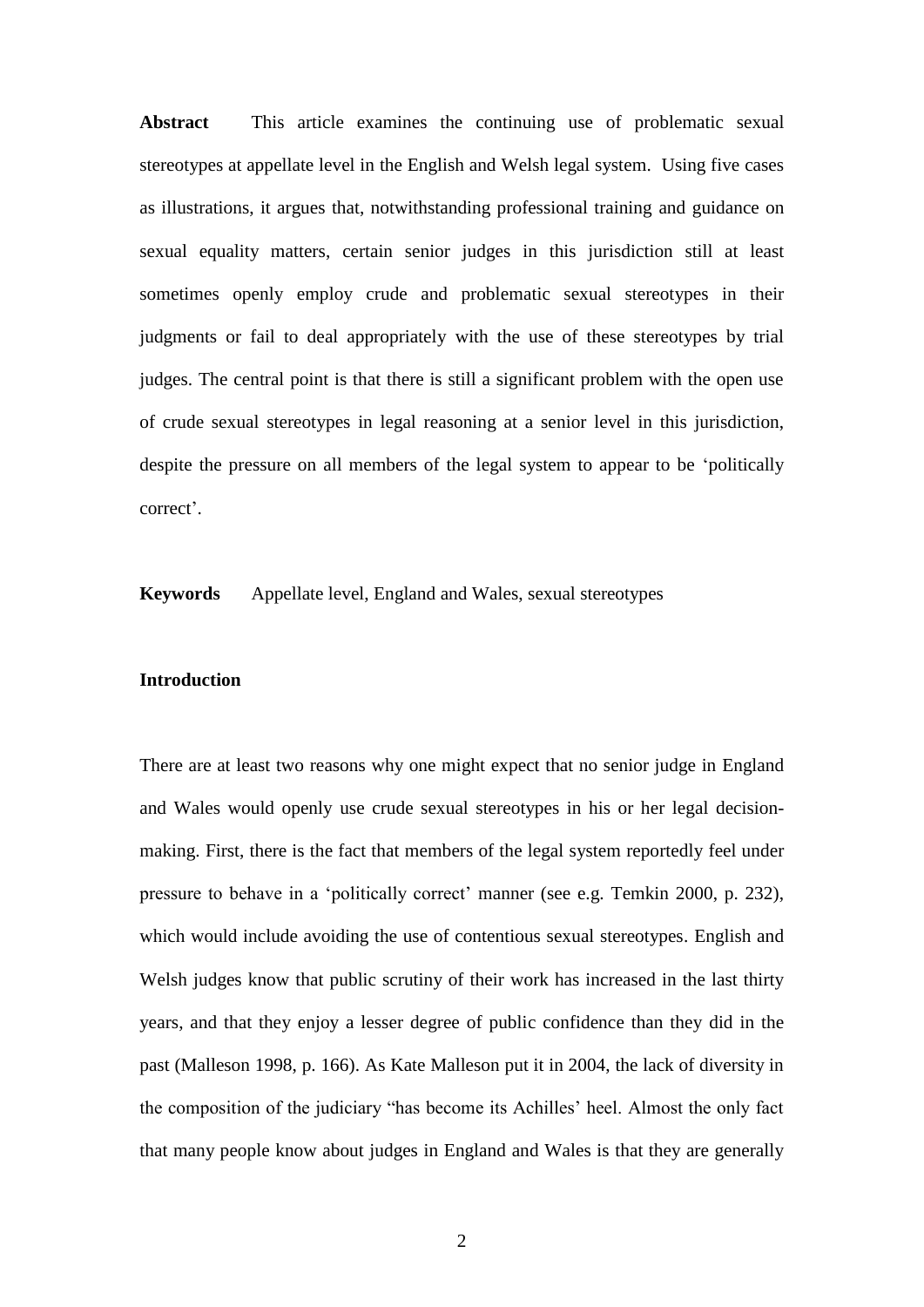**Abstract** This article examines the continuing use of problematic sexual stereotypes at appellate level in the English and Welsh legal system. Using five cases as illustrations, it argues that, notwithstanding professional training and guidance on sexual equality matters, certain senior judges in this jurisdiction still at least sometimes openly employ crude and problematic sexual stereotypes in their judgments or fail to deal appropriately with the use of these stereotypes by trial judges. The central point is that there is still a significant problem with the open use of crude sexual stereotypes in legal reasoning at a senior level in this jurisdiction, despite the pressure on all members of the legal system to appear to be 'politically correct'.

**Keywords** Appellate level, England and Wales, sexual stereotypes

**Introduction**

There are at least two reasons why one might expect that no senior judge in England and Wales would openly use crude sexual stereotypes in his or her legal decision-making. First, there is the fact that members of the legal system reportedly feel under pressure to behave in a 'politically correct' manner (see e.g. Temkin 2000, p. 232), which would include avoiding the use of contentious sexual stereotypes. English and Welsh judges know that public scrutiny of their work has increased in the last thirty years, and that they enjoy a lesser degree of public confidence than they did in the past (Malleson 1998, p. 166). As Kate Malleson put it in 2004, the lack of diversity in the composition of the judiciary "has become its Achilles' heel. Almost the only fact that many people know about judges in England and Wales is that they are generally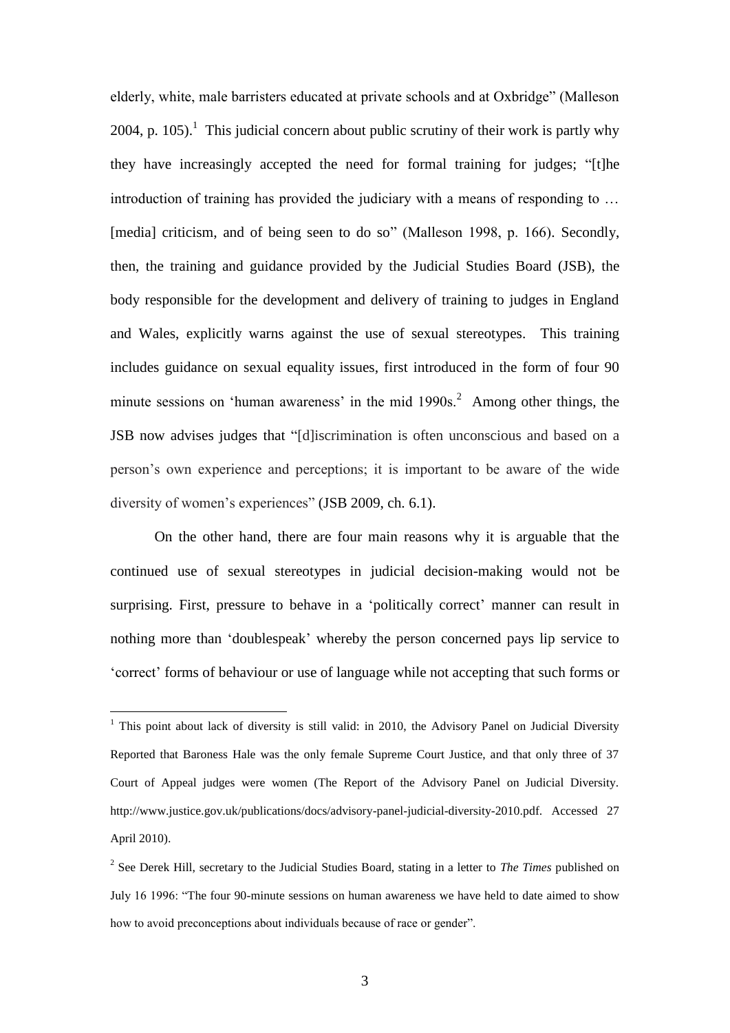elderly, white, male barristers educated at private schools and at Oxbridge" (Malleson 2004, p. 105).[1] This judicial concern about public scrutiny of their work is partly why they have increasingly accepted the need for formal training for judges; "[t]he introduction of training has provided the judiciary with a means of responding to … [media] criticism, and of being seen to do so" (Malleson 1998, p. 166). Secondly, then, the training and guidance provided by the Judicial Studies Board (JSB), the body responsible for the development and delivery of training to judges in England and Wales, explicitly warns against the use of sexual stereotypes. This training includes guidance on sexual equality issues, first introduced in the form of four 90 minute sessions on 'human awareness' in the mid 1990s.[2] Among other things, the JSB now advises judges that "[d]iscrimination is often unconscious and based on a person's own experience and perceptions; it is important to be aware of the wide diversity of women's experiences" (JSB 2009, ch. 6.1).

On the other hand, there are four main reasons why it is arguable that the continued use of sexual stereotypes in judicial decision-making would not be surprising. First, pressure to behave in a 'politically correct' manner can result in nothing more than 'doublespeak' whereby the person concerned pays lip service to 'correct' forms of behaviour or use of language while not accepting that such forms or

---

[1] This point about lack of diversity is still valid: in 2010, the Advisory Panel on Judicial Diversity Reported that Baroness Hale was the only female Supreme Court Justice, and that only three of 37 Court of Appeal judges were women (The Report of the Advisory Panel on Judicial Diversity. http://www.justice.gov.uk/publications/docs/advisory-panel-judicial-diversity-2010.pdf. Accessed 27 April 2010).

[2] See Derek Hill, secretary to the Judicial Studies Board, stating in a letter to *The Times* published on July 16 1996: "The four 90-minute sessions on human awareness we have held to date aimed to show how to avoid preconceptions about individuals because of race or gender".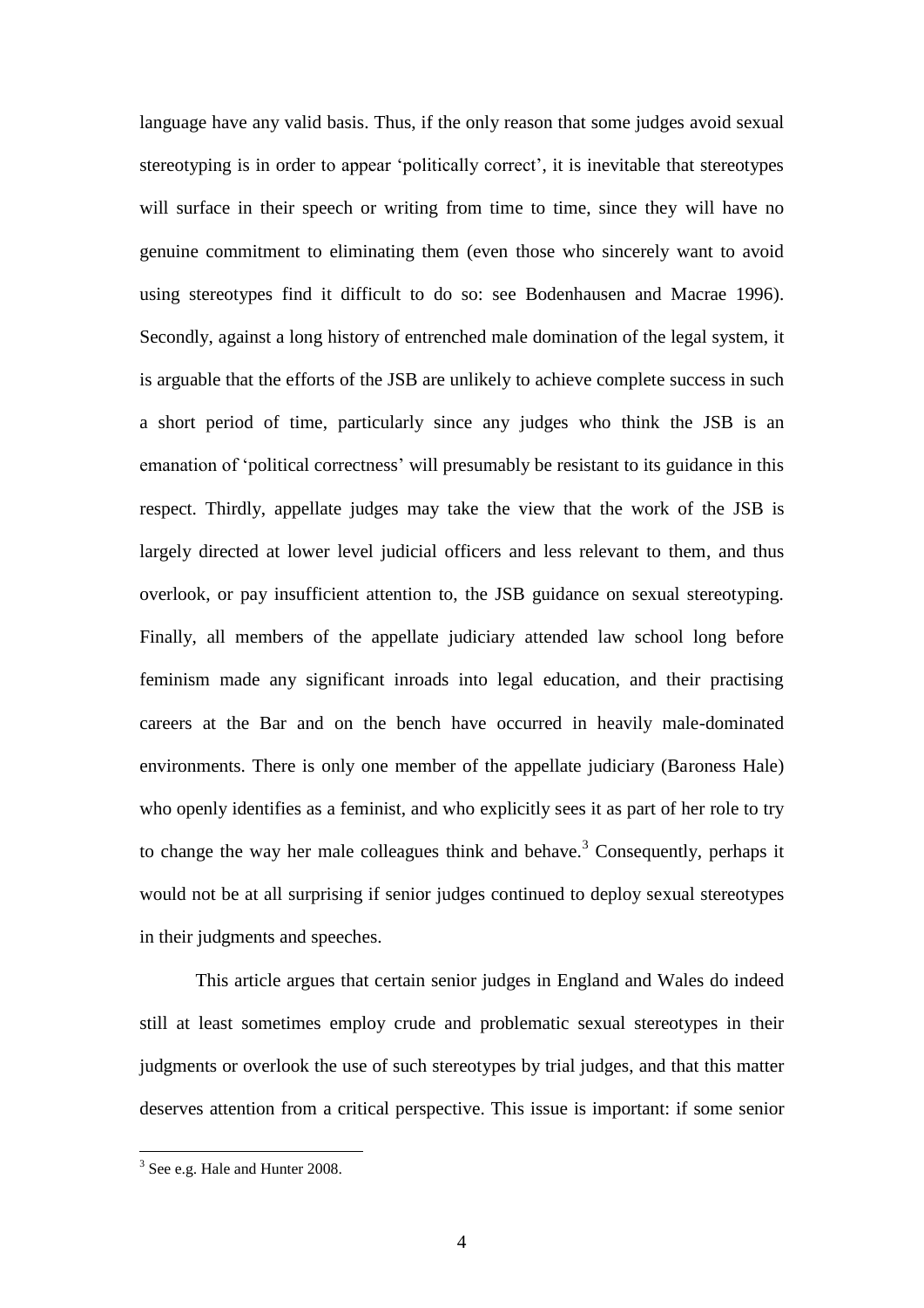language have any valid basis. Thus, if the only reason that some judges avoid sexual stereotyping is in order to appear 'politically correct', it is inevitable that stereotypes will surface in their speech or writing from time to time, since they will have no genuine commitment to eliminating them (even those who sincerely want to avoid using stereotypes find it difficult to do so: see Bodenhausen and Macrae 1996). Secondly, against a long history of entrenched male domination of the legal system, it is arguable that the efforts of the JSB are unlikely to achieve complete success in such a short period of time, particularly since any judges who think the JSB is an emanation of 'political correctness' will presumably be resistant to its guidance in this respect. Thirdly, appellate judges may take the view that the work of the JSB is largely directed at lower level judicial officers and less relevant to them, and thus overlook, or pay insufficient attention to, the JSB guidance on sexual stereotyping. Finally, all members of the appellate judiciary attended law school long before feminism made any significant inroads into legal education, and their practising careers at the Bar and on the bench have occurred in heavily male-dominated environments. There is only one member of the appellate judiciary (Baroness Hale) who openly identifies as a feminist, and who explicitly sees it as part of her role to try to change the way her male colleagues think and behave.[3] Consequently, perhaps it would not be at all surprising if senior judges continued to deploy sexual stereotypes in their judgments and speeches.

This article argues that certain senior judges in England and Wales do indeed still at least sometimes employ crude and problematic sexual stereotypes in their judgments or overlook the use of such stereotypes by trial judges, and that this matter deserves attention from a critical perspective. This issue is important: if some senior

[3] See e.g. Hale and Hunter 2008.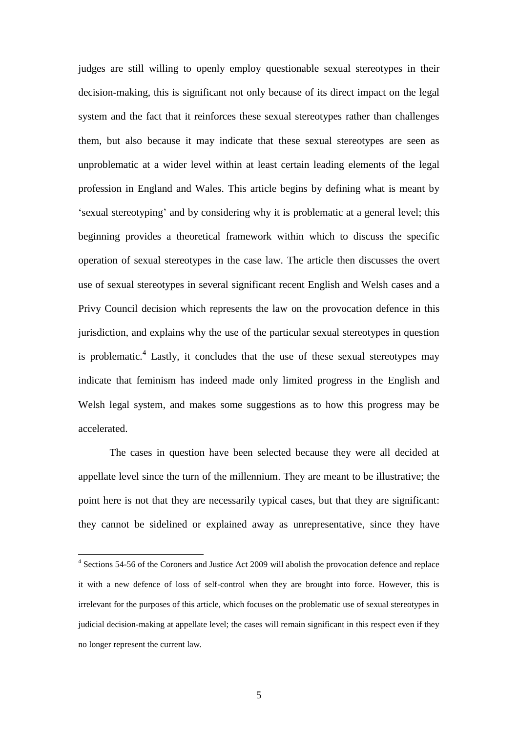judges are still willing to openly employ questionable sexual stereotypes in their decision-making, this is significant not only because of its direct impact on the legal system and the fact that it reinforces these sexual stereotypes rather than challenges them, but also because it may indicate that these sexual stereotypes are seen as unproblematic at a wider level within at least certain leading elements of the legal profession in England and Wales. This article begins by defining what is meant by 'sexual stereotyping' and by considering why it is problematic at a general level; this beginning provides a theoretical framework within which to discuss the specific operation of sexual stereotypes in the case law. The article then discusses the overt use of sexual stereotypes in several significant recent English and Welsh cases and a Privy Council decision which represents the law on the provocation defence in this jurisdiction, and explains why the use of the particular sexual stereotypes in question is problematic.[4] Lastly, it concludes that the use of these sexual stereotypes may indicate that feminism has indeed made only limited progress in the English and Welsh legal system, and makes some suggestions as to how this progress may be accelerated.

The cases in question have been selected because they were all decided at appellate level since the turn of the millennium. They are meant to be illustrative; the point here is not that they are necessarily typical cases, but that they are significant: they cannot be sidelined or explained away as unrepresentative, since they have

[4] Sections 54-56 of the Coroners and Justice Act 2009 will abolish the provocation defence and replace it with a new defence of loss of self-control when they are brought into force. However, this is irrelevant for the purposes of this article, which focuses on the problematic use of sexual stereotypes in judicial decision-making at appellate level; the cases will remain significant in this respect even if they no longer represent the current law.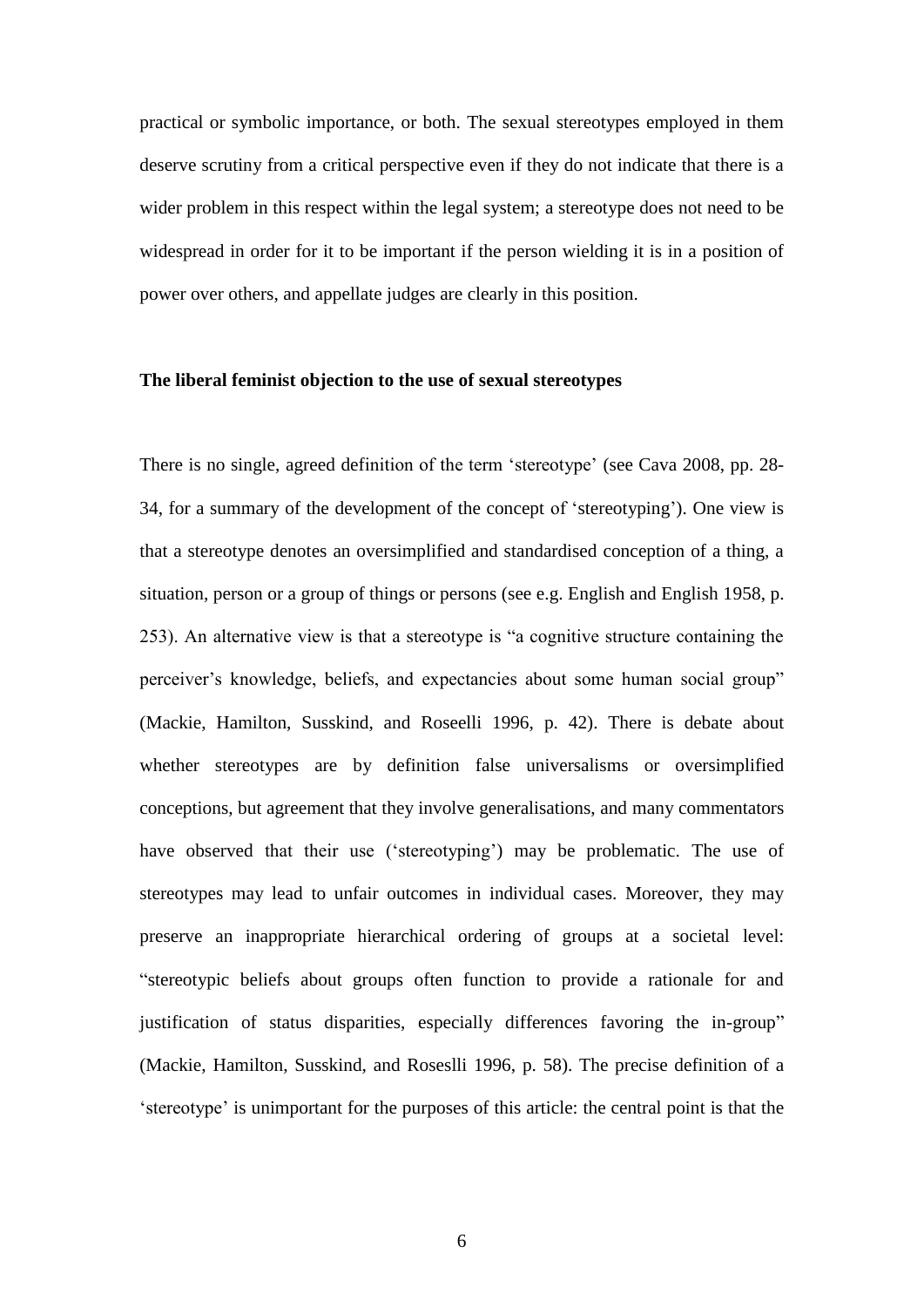practical or symbolic importance, or both. The sexual stereotypes employed in them deserve scrutiny from a critical perspective even if they do not indicate that there is a wider problem in this respect within the legal system; a stereotype does not need to be widespread in order for it to be important if the person wielding it is in a position of power over others, and appellate judges are clearly in this position.

## The liberal feminist objection to the use of sexual stereotypes

There is no single, agreed definition of the term 'stereotype' (see Cava 2008, pp. 28-34, for a summary of the development of the concept of 'stereotyping'). One view is that a stereotype denotes an oversimplified and standardised conception of a thing, a situation, person or a group of things or persons (see e.g. English and English 1958, p. 253). An alternative view is that a stereotype is "a cognitive structure containing the perceiver's knowledge, beliefs, and expectancies about some human social group" (Mackie, Hamilton, Susskind, and Roseelli 1996, p. 42). There is debate about whether stereotypes are by definition false universalisms or oversimplified conceptions, but agreement that they involve generalisations, and many commentators have observed that their use ('stereotyping') may be problematic. The use of stereotypes may lead to unfair outcomes in individual cases. Moreover, they may preserve an inappropriate hierarchical ordering of groups at a societal level: "stereotypic beliefs about groups often function to provide a rationale for and justification of status disparities, especially differences favoring the in-group" (Mackie, Hamilton, Susskind, and Roseslli 1996, p. 58). The precise definition of a 'stereotype' is unimportant for the purposes of this article: the central point is that the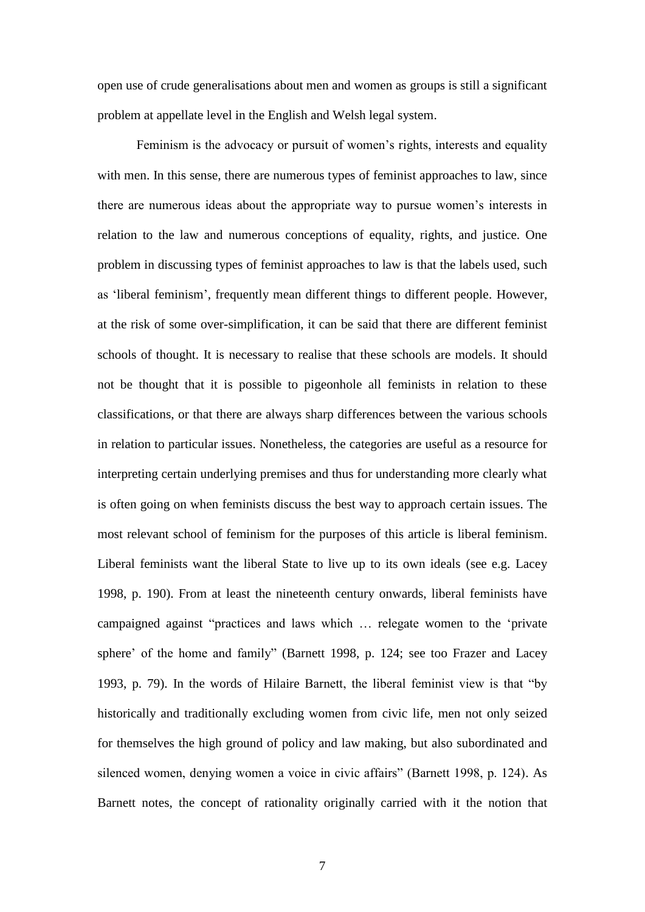open use of crude generalisations about men and women as groups is still a significant problem at appellate level in the English and Welsh legal system.

Feminism is the advocacy or pursuit of women's rights, interests and equality with men. In this sense, there are numerous types of feminist approaches to law, since there are numerous ideas about the appropriate way to pursue women's interests in relation to the law and numerous conceptions of equality, rights, and justice. One problem in discussing types of feminist approaches to law is that the labels used, such as 'liberal feminism', frequently mean different things to different people. However, at the risk of some over-simplification, it can be said that there are different feminist schools of thought. It is necessary to realise that these schools are models. It should not be thought that it is possible to pigeonhole all feminists in relation to these classifications, or that there are always sharp differences between the various schools in relation to particular issues. Nonetheless, the categories are useful as a resource for interpreting certain underlying premises and thus for understanding more clearly what is often going on when feminists discuss the best way to approach certain issues. The most relevant school of feminism for the purposes of this article is liberal feminism. Liberal feminists want the liberal State to live up to its own ideals (see e.g. Lacey 1998, p. 190). From at least the nineteenth century onwards, liberal feminists have campaigned against "practices and laws which … relegate women to the 'private sphere' of the home and family" (Barnett 1998, p. 124; see too Frazer and Lacey 1993, p. 79). In the words of Hilaire Barnett, the liberal feminist view is that "by historically and traditionally excluding women from civic life, men not only seized for themselves the high ground of policy and law making, but also subordinated and silenced women, denying women a voice in civic affairs" (Barnett 1998, p. 124). As Barnett notes, the concept of rationality originally carried with it the notion that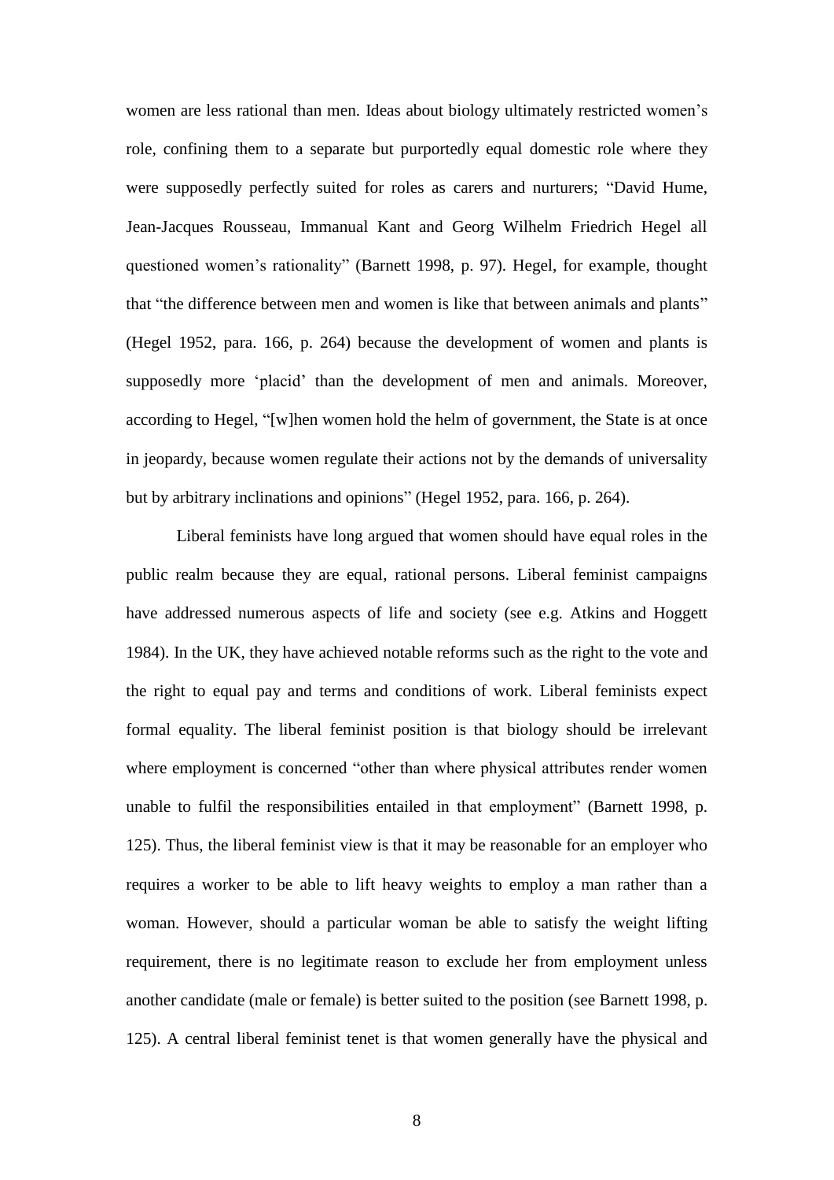women are less rational than men. Ideas about biology ultimately restricted women's role, confining them to a separate but purportedly equal domestic role where they were supposedly perfectly suited for roles as carers and nurturers; "David Hume, Jean-Jacques Rousseau, Immanual Kant and Georg Wilhelm Friedrich Hegel all questioned women's rationality" (Barnett 1998, p. 97). Hegel, for example, thought that "the difference between men and women is like that between animals and plants" (Hegel 1952, para. 166, p. 264) because the development of women and plants is supposedly more 'placid' than the development of men and animals. Moreover, according to Hegel, "[w]hen women hold the helm of government, the State is at once in jeopardy, because women regulate their actions not by the demands of universality but by arbitrary inclinations and opinions" (Hegel 1952, para. 166, p. 264).

Liberal feminists have long argued that women should have equal roles in the public realm because they are equal, rational persons. Liberal feminist campaigns have addressed numerous aspects of life and society (see e.g. Atkins and Hoggett 1984). In the UK, they have achieved notable reforms such as the right to the vote and the right to equal pay and terms and conditions of work. Liberal feminists expect formal equality. The liberal feminist position is that biology should be irrelevant where employment is concerned "other than where physical attributes render women unable to fulfil the responsibilities entailed in that employment" (Barnett 1998, p. 125). Thus, the liberal feminist view is that it may be reasonable for an employer who requires a worker to be able to lift heavy weights to employ a man rather than a woman. However, should a particular woman be able to satisfy the weight lifting requirement, there is no legitimate reason to exclude her from employment unless another candidate (male or female) is better suited to the position (see Barnett 1998, p. 125). A central liberal feminist tenet is that women generally have the physical and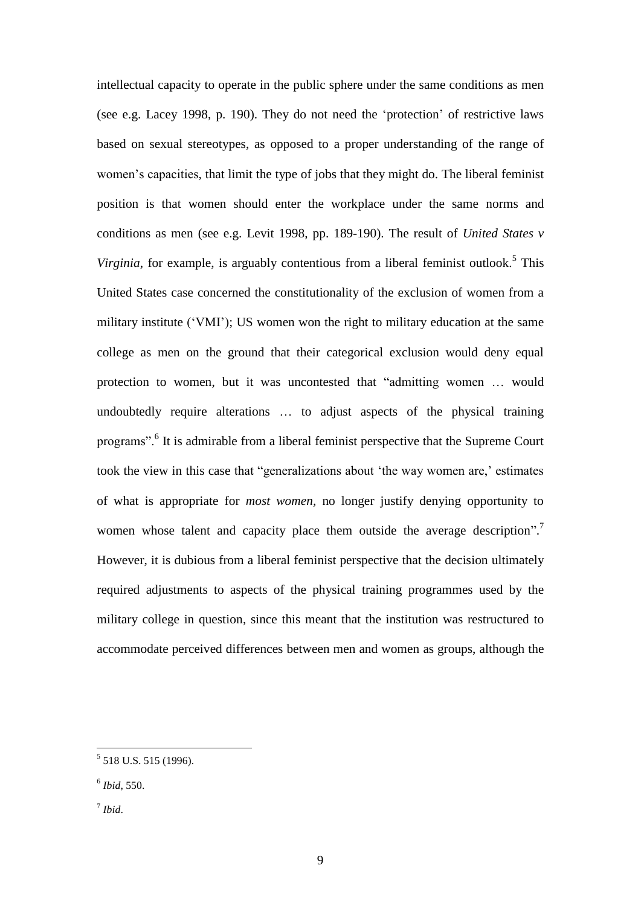intellectual capacity to operate in the public sphere under the same conditions as men (see e.g. Lacey 1998, p. 190). They do not need the 'protection' of restrictive laws based on sexual stereotypes, as opposed to a proper understanding of the range of women's capacities, that limit the type of jobs that they might do. The liberal feminist position is that women should enter the workplace under the same norms and conditions as men (see e.g. Levit 1998, pp. 189-190). The result of *United States v Virginia*, for example, is arguably contentious from a liberal feminist outlook.[5] This United States case concerned the constitutionality of the exclusion of women from a military institute ('VMI'); US women won the right to military education at the same college as men on the ground that their categorical exclusion would deny equal protection to women, but it was uncontested that "admitting women … would undoubtedly require alterations … to adjust aspects of the physical training programs".[6] It is admirable from a liberal feminist perspective that the Supreme Court took the view in this case that "generalizations about 'the way women are,' estimates of what is appropriate for *most women*, no longer justify denying opportunity to women whose talent and capacity place them outside the average description".[7] However, it is dubious from a liberal feminist perspective that the decision ultimately required adjustments to aspects of the physical training programmes used by the military college in question, since this meant that the institution was restructured to accommodate perceived differences between men and women as groups, although the

---

[5] 518 U.S. 515 (1996).

[6] *Ibid*, 550.

[7] *Ibid*.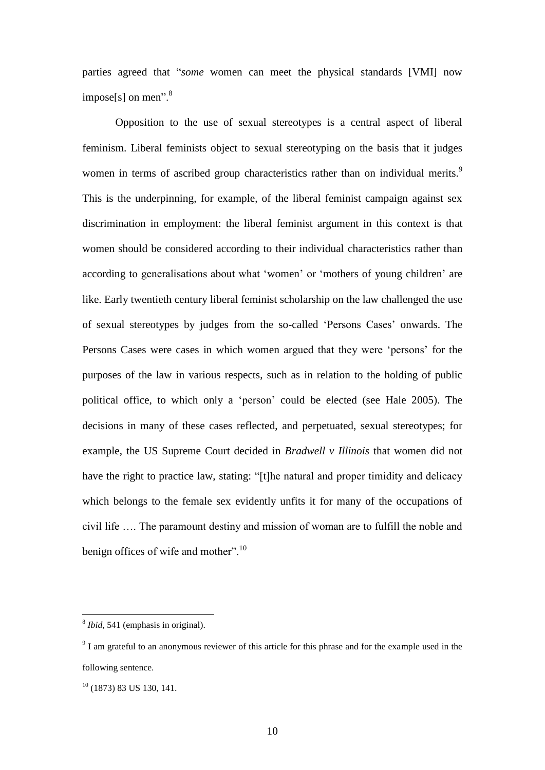parties agreed that "*some* women can meet the physical standards [VMI] now impose[s] on men".[8]

Opposition to the use of sexual stereotypes is a central aspect of liberal feminism. Liberal feminists object to sexual stereotyping on the basis that it judges women in terms of ascribed group characteristics rather than on individual merits.[9] This is the underpinning, for example, of the liberal feminist campaign against sex discrimination in employment: the liberal feminist argument in this context is that women should be considered according to their individual characteristics rather than according to generalisations about what 'women' or 'mothers of young children' are like. Early twentieth century liberal feminist scholarship on the law challenged the use of sexual stereotypes by judges from the so-called 'Persons Cases' onwards. The Persons Cases were cases in which women argued that they were 'persons' for the purposes of the law in various respects, such as in relation to the holding of public political office, to which only a 'person' could be elected (see Hale 2005). The decisions in many of these cases reflected, and perpetuated, sexual stereotypes; for example, the US Supreme Court decided in *Bradwell v Illinois* that women did not have the right to practice law, stating: "[t]he natural and proper timidity and delicacy which belongs to the female sex evidently unfits it for many of the occupations of civil life …. The paramount destiny and mission of woman are to fulfill the noble and benign offices of wife and mother".[10]

---

[8] *Ibid*, 541 (emphasis in original).

[9] I am grateful to an anonymous reviewer of this article for this phrase and for the example used in the following sentence.

[10] (1873) 83 US 130, 141.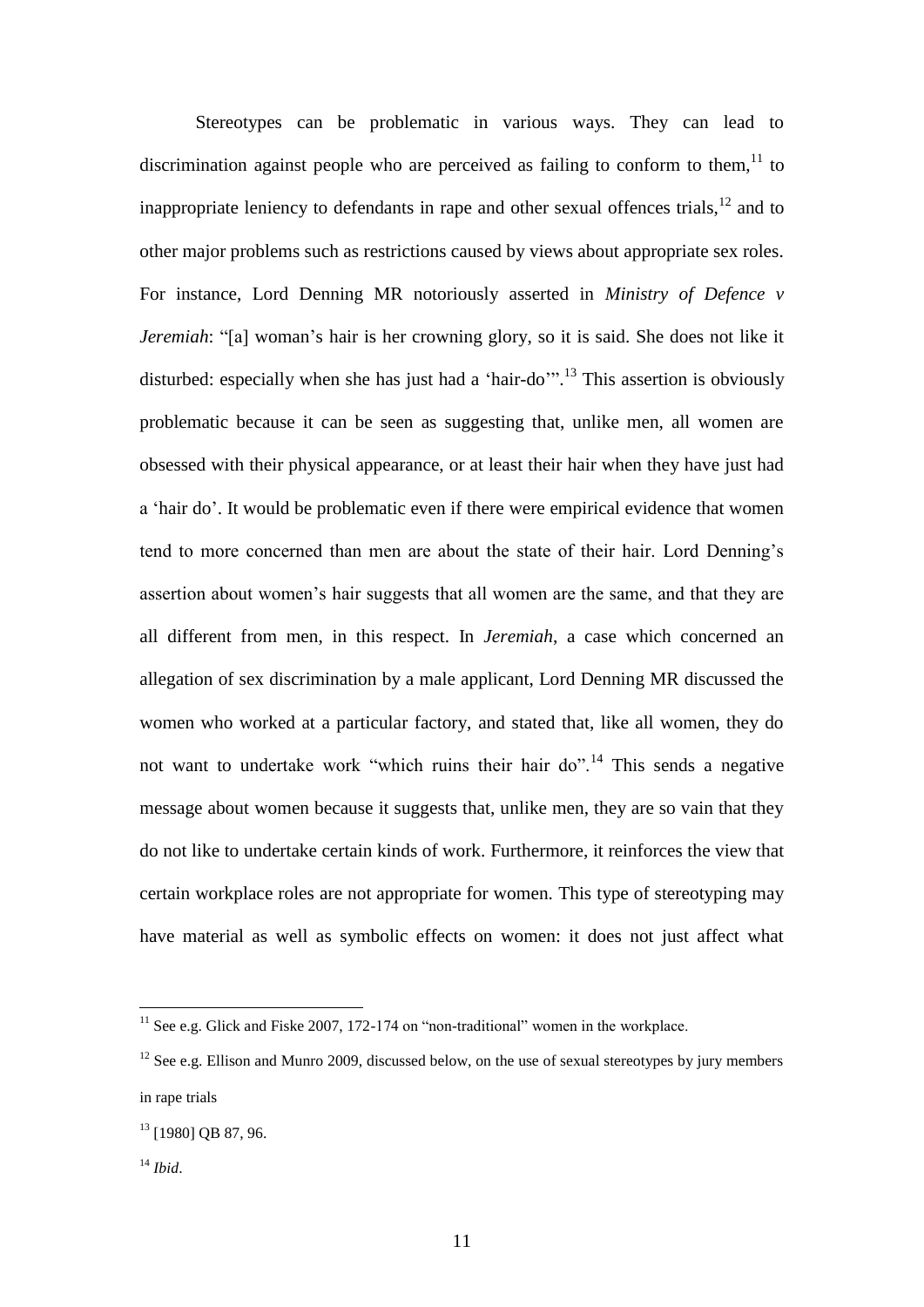Stereotypes can be problematic in various ways. They can lead to discrimination against people who are perceived as failing to conform to them,[11] to inappropriate leniency to defendants in rape and other sexual offences trials,[12] and to other major problems such as restrictions caused by views about appropriate sex roles. For instance, Lord Denning MR notoriously asserted in *Ministry of Defence v Jeremiah*: "[a] woman's hair is her crowning glory, so it is said. She does not like it disturbed: especially when she has just had a 'hair-do'".[13] This assertion is obviously problematic because it can be seen as suggesting that, unlike men, all women are obsessed with their physical appearance, or at least their hair when they have just had a 'hair do'. It would be problematic even if there were empirical evidence that women tend to more concerned than men are about the state of their hair. Lord Denning's assertion about women's hair suggests that all women are the same, and that they are all different from men, in this respect. In *Jeremiah*, a case which concerned an allegation of sex discrimination by a male applicant, Lord Denning MR discussed the women who worked at a particular factory, and stated that, like all women, they do not want to undertake work "which ruins their hair do".[14] This sends a negative message about women because it suggests that, unlike men, they are so vain that they do not like to undertake certain kinds of work. Furthermore, it reinforces the view that certain workplace roles are not appropriate for women. This type of stereotyping may have material as well as symbolic effects on women: it does not just affect what

---

[11] See e.g. Glick and Fiske 2007, 172-174 on "non-traditional" women in the workplace.

[12] See e.g. Ellison and Munro 2009, discussed below, on the use of sexual stereotypes by jury members in rape trials

[13] [1980] QB 87, 96.

[14] *Ibid*.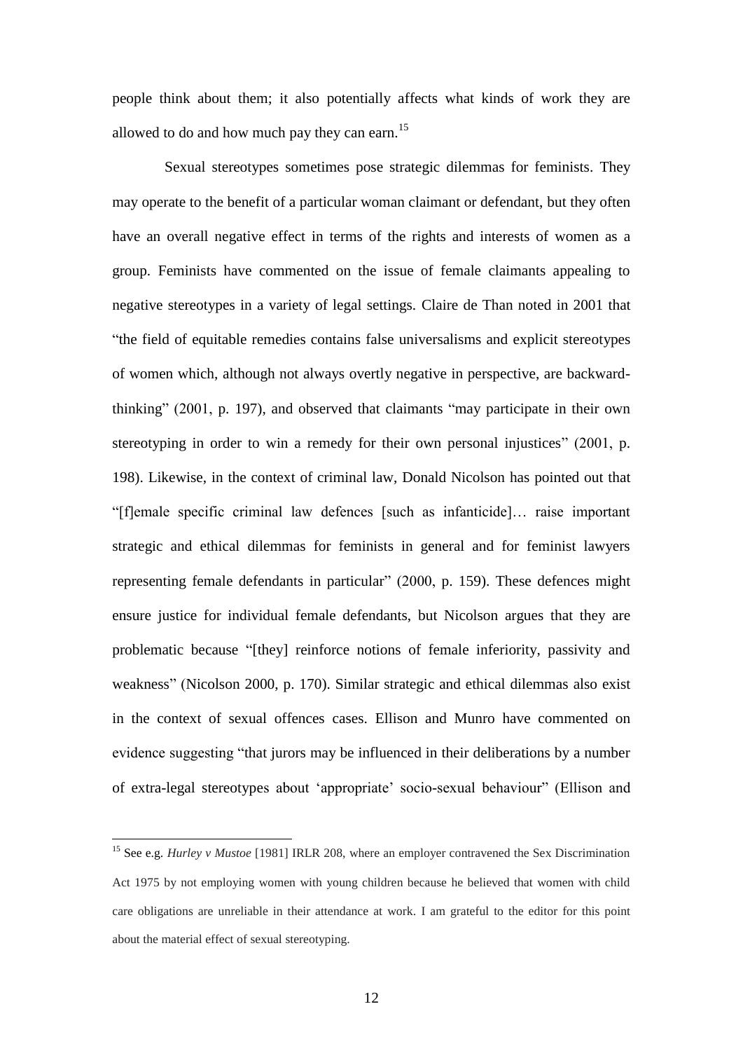people think about them; it also potentially affects what kinds of work they are allowed to do and how much pay they can earn.[15]

Sexual stereotypes sometimes pose strategic dilemmas for feminists. They may operate to the benefit of a particular woman claimant or defendant, but they often have an overall negative effect in terms of the rights and interests of women as a group. Feminists have commented on the issue of female claimants appealing to negative stereotypes in a variety of legal settings. Claire de Than noted in 2001 that "the field of equitable remedies contains false universalisms and explicit stereotypes of women which, although not always overtly negative in perspective, are backward-thinking" (2001, p. 197), and observed that claimants "may participate in their own stereotyping in order to win a remedy for their own personal injustices" (2001, p. 198). Likewise, in the context of criminal law, Donald Nicolson has pointed out that "[f]emale specific criminal law defences [such as infanticide]… raise important strategic and ethical dilemmas for feminists in general and for feminist lawyers representing female defendants in particular" (2000, p. 159). These defences might ensure justice for individual female defendants, but Nicolson argues that they are problematic because "[they] reinforce notions of female inferiority, passivity and weakness" (Nicolson 2000, p. 170). Similar strategic and ethical dilemmas also exist in the context of sexual offences cases. Ellison and Munro have commented on evidence suggesting "that jurors may be influenced in their deliberations by a number of extra-legal stereotypes about 'appropriate' socio-sexual behaviour" (Ellison and

---

[15] See e.g. *Hurley v Mustoe* [1981] IRLR 208, where an employer contravened the Sex Discrimination Act 1975 by not employing women with young children because he believed that women with child care obligations are unreliable in their attendance at work. I am grateful to the editor for this point about the material effect of sexual stereotyping.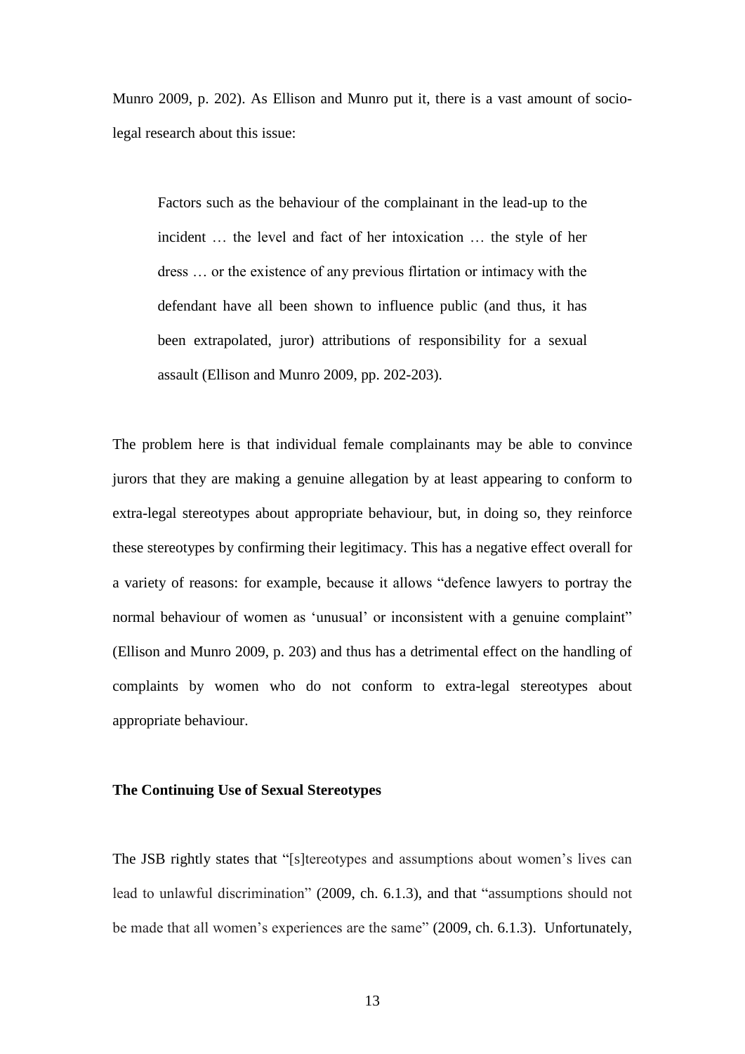Munro 2009, p. 202). As Ellison and Munro put it, there is a vast amount of socio-legal research about this issue:

> Factors such as the behaviour of the complainant in the lead-up to the incident … the level and fact of her intoxication … the style of her dress … or the existence of any previous flirtation or intimacy with the defendant have all been shown to influence public (and thus, it has been extrapolated, juror) attributions of responsibility for a sexual assault (Ellison and Munro 2009, pp. 202-203).

The problem here is that individual female complainants may be able to convince jurors that they are making a genuine allegation by at least appearing to conform to extra-legal stereotypes about appropriate behaviour, but, in doing so, they reinforce these stereotypes by confirming their legitimacy. This has a negative effect overall for a variety of reasons: for example, because it allows "defence lawyers to portray the normal behaviour of women as 'unusual' or inconsistent with a genuine complaint" (Ellison and Munro 2009, p. 203) and thus has a detrimental effect on the handling of complaints by women who do not conform to extra-legal stereotypes about appropriate behaviour.

**The Continuing Use of Sexual Stereotypes**

The JSB rightly states that "[s]tereotypes and assumptions about women's lives can lead to unlawful discrimination" (2009, ch. 6.1.3), and that "assumptions should not be made that all women's experiences are the same" (2009, ch. 6.1.3). Unfortunately,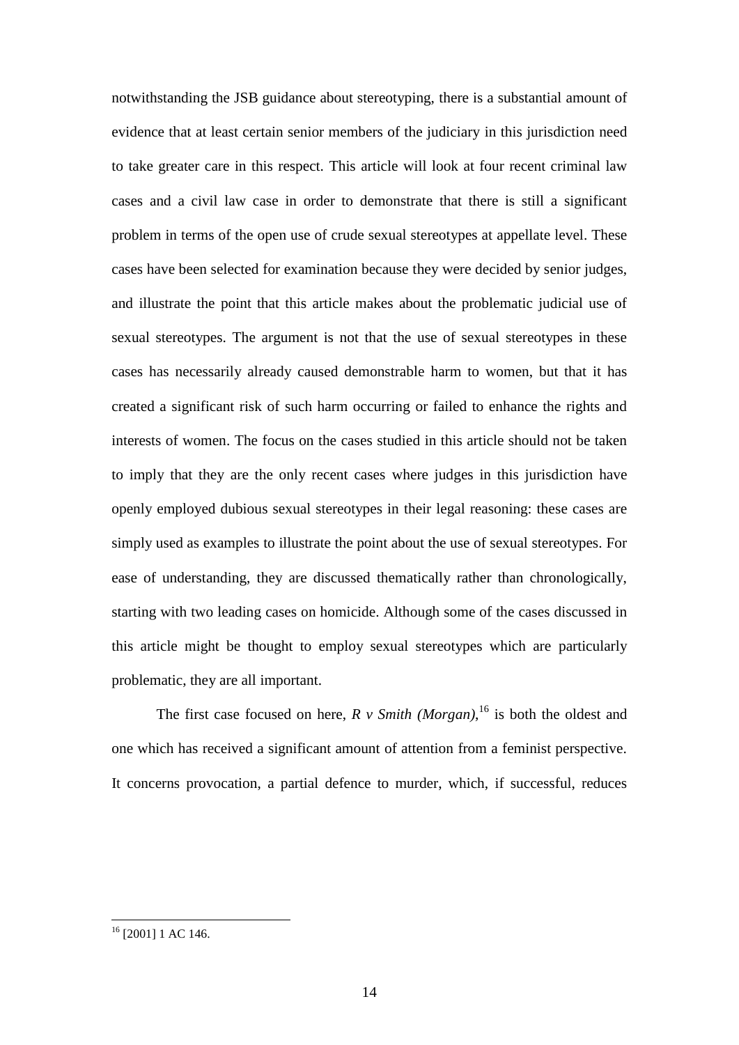notwithstanding the JSB guidance about stereotyping, there is a substantial amount of evidence that at least certain senior members of the judiciary in this jurisdiction need to take greater care in this respect. This article will look at four recent criminal law cases and a civil law case in order to demonstrate that there is still a significant problem in terms of the open use of crude sexual stereotypes at appellate level. These cases have been selected for examination because they were decided by senior judges, and illustrate the point that this article makes about the problematic judicial use of sexual stereotypes. The argument is not that the use of sexual stereotypes in these cases has necessarily already caused demonstrable harm to women, but that it has created a significant risk of such harm occurring or failed to enhance the rights and interests of women. The focus on the cases studied in this article should not be taken to imply that they are the only recent cases where judges in this jurisdiction have openly employed dubious sexual stereotypes in their legal reasoning: these cases are simply used as examples to illustrate the point about the use of sexual stereotypes. For ease of understanding, they are discussed thematically rather than chronologically, starting with two leading cases on homicide. Although some of the cases discussed in this article might be thought to employ sexual stereotypes which are particularly problematic, they are all important.

The first case focused on here, *R v Smith (Morgan)*,[16] is both the oldest and one which has received a significant amount of attention from a feminist perspective. It concerns provocation, a partial defence to murder, which, if successful, reduces

[16] [2001] 1 AC 146.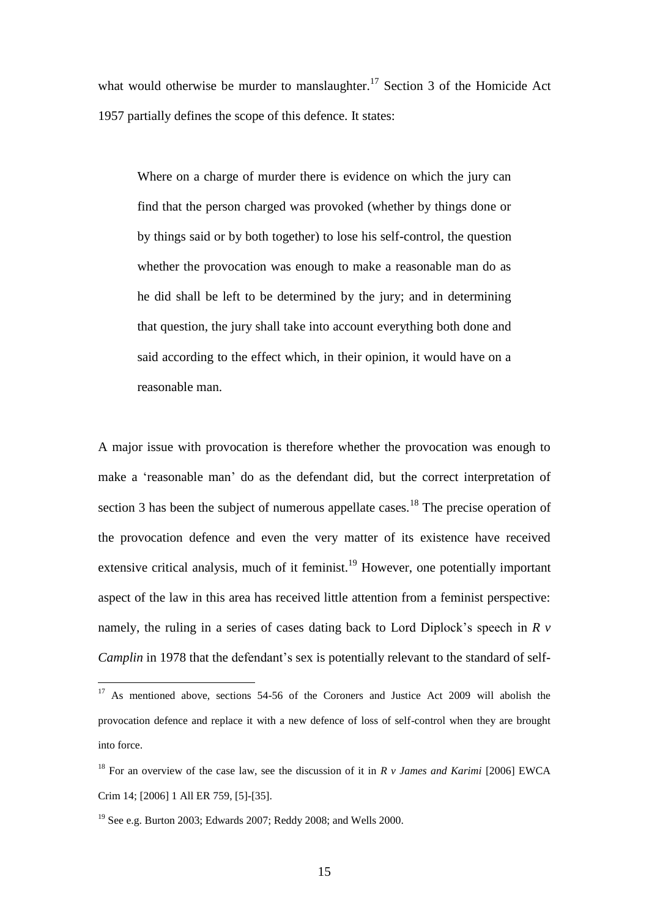what would otherwise be murder to manslaughter.[17] Section 3 of the Homicide Act 1957 partially defines the scope of this defence. It states:

> Where on a charge of murder there is evidence on which the jury can find that the person charged was provoked (whether by things done or by things said or by both together) to lose his self-control, the question whether the provocation was enough to make a reasonable man do as he did shall be left to be determined by the jury; and in determining that question, the jury shall take into account everything both done and said according to the effect which, in their opinion, it would have on a reasonable man.

A major issue with provocation is therefore whether the provocation was enough to make a 'reasonable man' do as the defendant did, but the correct interpretation of section 3 has been the subject of numerous appellate cases.[18] The precise operation of the provocation defence and even the very matter of its existence have received extensive critical analysis, much of it feminist.[19] However, one potentially important aspect of the law in this area has received little attention from a feminist perspective: namely, the ruling in a series of cases dating back to Lord Diplock's speech in *R v Camplin* in 1978 that the defendant's sex is potentially relevant to the standard of self-

---

[17] As mentioned above, sections 54-56 of the Coroners and Justice Act 2009 will abolish the provocation defence and replace it with a new defence of loss of self-control when they are brought into force.

[18] For an overview of the case law, see the discussion of it in *R v James and Karimi* [2006] EWCA Crim 14; [2006] 1 All ER 759, [5]-[35].

[19] See e.g. Burton 2003; Edwards 2007; Reddy 2008; and Wells 2000.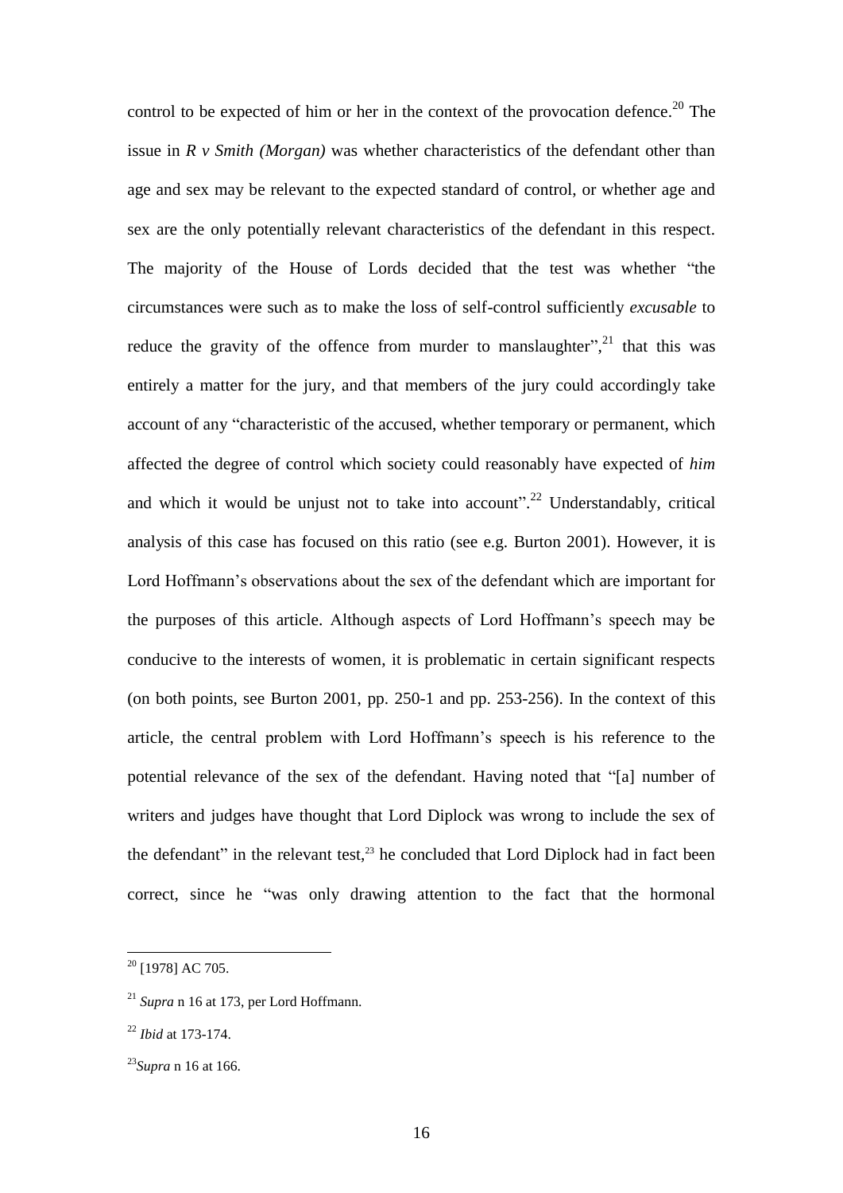control to be expected of him or her in the context of the provocation defence.[20] The issue in *R v Smith (Morgan)* was whether characteristics of the defendant other than age and sex may be relevant to the expected standard of control, or whether age and sex are the only potentially relevant characteristics of the defendant in this respect. The majority of the House of Lords decided that the test was whether "the circumstances were such as to make the loss of self-control sufficiently *excusable* to reduce the gravity of the offence from murder to manslaughter",[21] that this was entirely a matter for the jury, and that members of the jury could accordingly take account of any "characteristic of the accused, whether temporary or permanent, which affected the degree of control which society could reasonably have expected of *him* and which it would be unjust not to take into account".[22] Understandably, critical analysis of this case has focused on this ratio (see e.g. Burton 2001). However, it is Lord Hoffmann's observations about the sex of the defendant which are important for the purposes of this article. Although aspects of Lord Hoffmann's speech may be conducive to the interests of women, it is problematic in certain significant respects (on both points, see Burton 2001, pp. 250-1 and pp. 253-256). In the context of this article, the central problem with Lord Hoffmann's speech is his reference to the potential relevance of the sex of the defendant. Having noted that "[a] number of writers and judges have thought that Lord Diplock was wrong to include the sex of the defendant" in the relevant test,[23] he concluded that Lord Diplock had in fact been correct, since he "was only drawing attention to the fact that the hormonal

---

[20] [1978] AC 705.

[21] *Supra* n 16 at 173, per Lord Hoffmann.

[22] *Ibid* at 173-174.

[23] *Supra* n 16 at 166.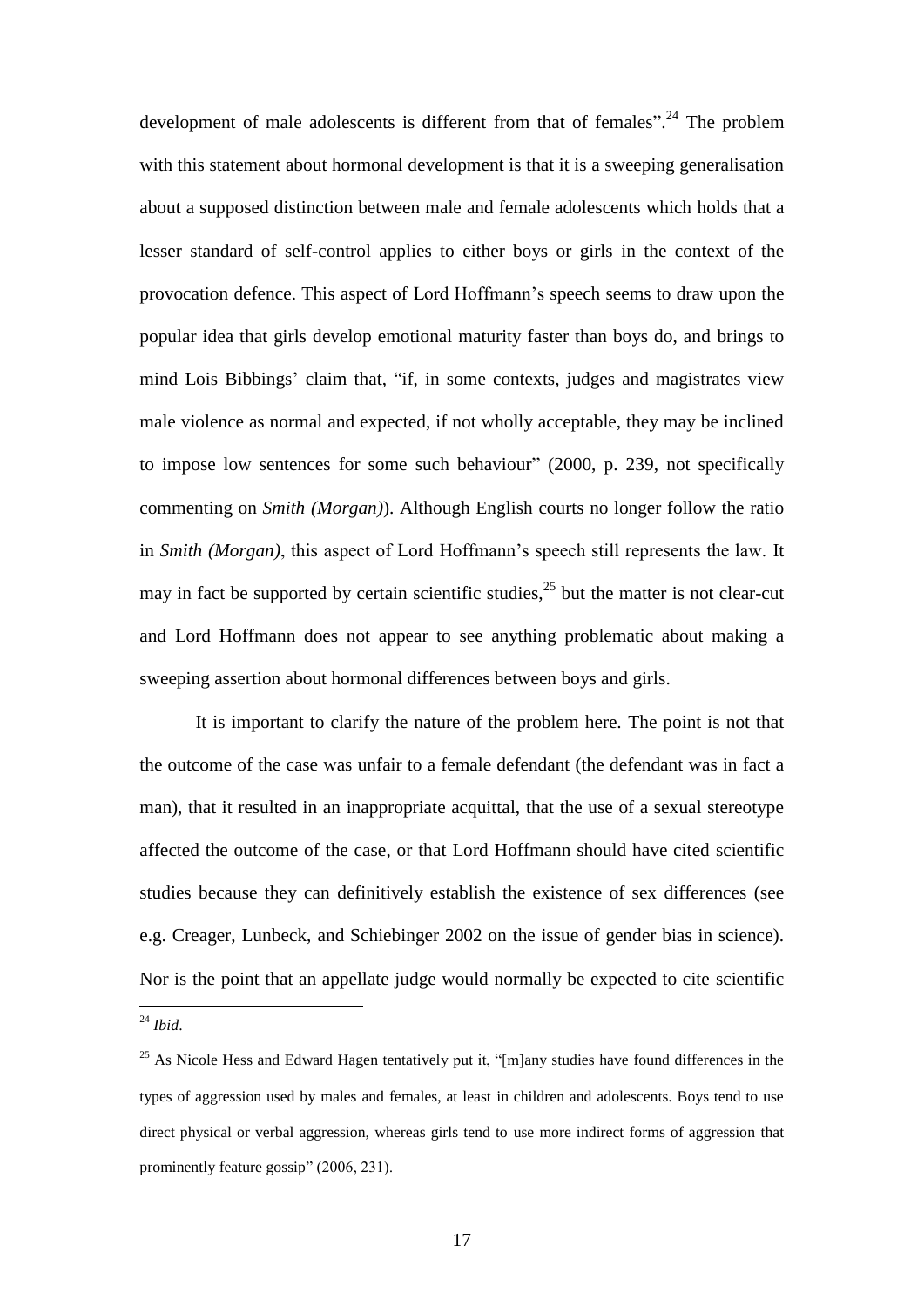development of male adolescents is different from that of females".[24] The problem with this statement about hormonal development is that it is a sweeping generalisation about a supposed distinction between male and female adolescents which holds that a lesser standard of self-control applies to either boys or girls in the context of the provocation defence. This aspect of Lord Hoffmann's speech seems to draw upon the popular idea that girls develop emotional maturity faster than boys do, and brings to mind Lois Bibbings' claim that, "if, in some contexts, judges and magistrates view male violence as normal and expected, if not wholly acceptable, they may be inclined to impose low sentences for some such behaviour" (2000, p. 239, not specifically commenting on *Smith (Morgan)*). Although English courts no longer follow the ratio in *Smith (Morgan)*, this aspect of Lord Hoffmann's speech still represents the law. It may in fact be supported by certain scientific studies,[25] but the matter is not clear-cut and Lord Hoffmann does not appear to see anything problematic about making a sweeping assertion about hormonal differences between boys and girls.

It is important to clarify the nature of the problem here. The point is not that the outcome of the case was unfair to a female defendant (the defendant was in fact a man), that it resulted in an inappropriate acquittal, that the use of a sexual stereotype affected the outcome of the case, or that Lord Hoffmann should have cited scientific studies because they can definitively establish the existence of sex differences (see e.g. Creager, Lunbeck, and Schiebinger 2002 on the issue of gender bias in science). Nor is the point that an appellate judge would normally be expected to cite scientific

---

[24] *Ibid*.

[25] As Nicole Hess and Edward Hagen tentatively put it, "[m]any studies have found differences in the types of aggression used by males and females, at least in children and adolescents. Boys tend to use direct physical or verbal aggression, whereas girls tend to use more indirect forms of aggression that prominently feature gossip" (2006, 231).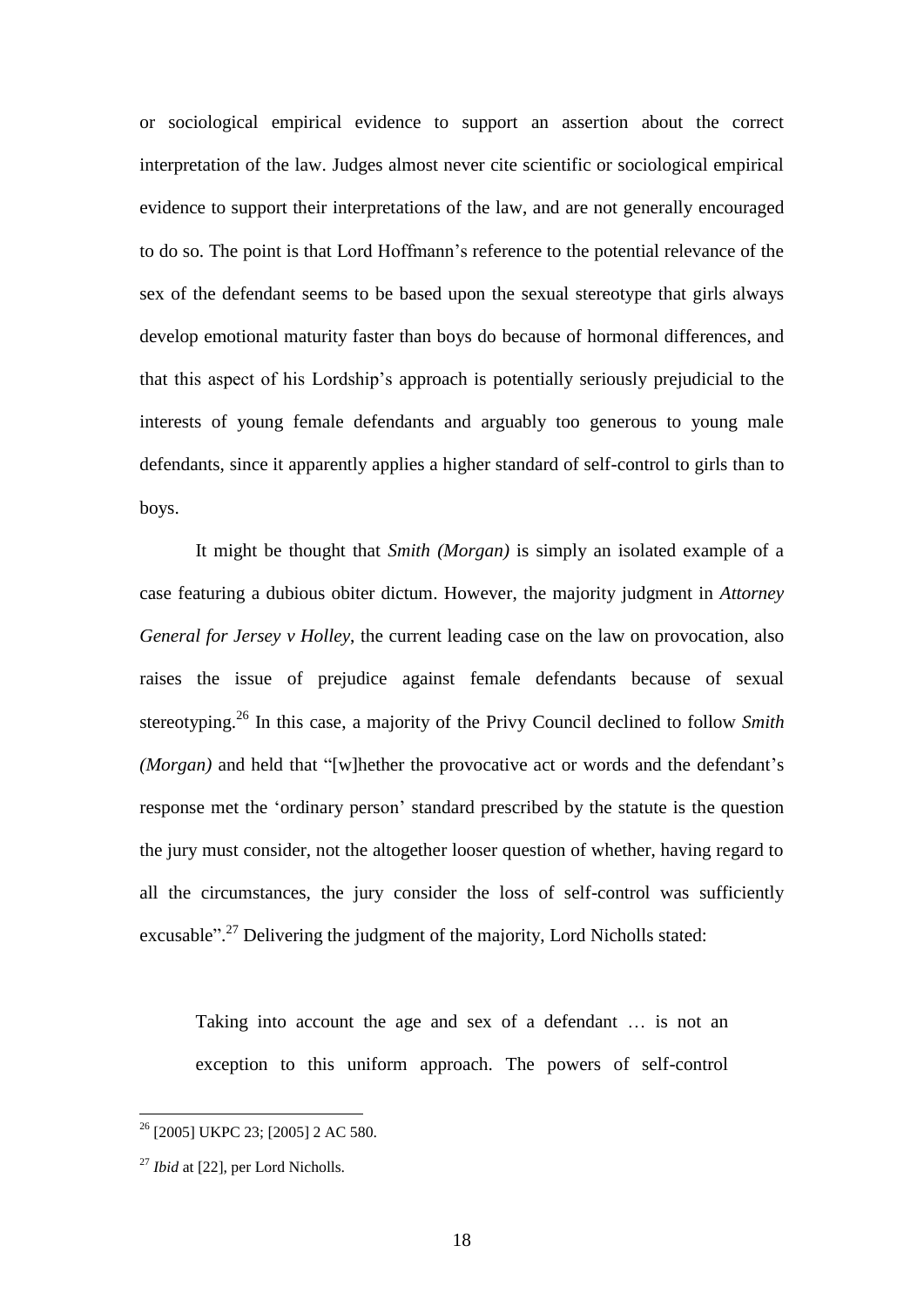or sociological empirical evidence to support an assertion about the correct interpretation of the law. Judges almost never cite scientific or sociological empirical evidence to support their interpretations of the law, and are not generally encouraged to do so. The point is that Lord Hoffmann's reference to the potential relevance of the sex of the defendant seems to be based upon the sexual stereotype that girls always develop emotional maturity faster than boys do because of hormonal differences, and that this aspect of his Lordship's approach is potentially seriously prejudicial to the interests of young female defendants and arguably too generous to young male defendants, since it apparently applies a higher standard of self-control to girls than to boys.

It might be thought that *Smith (Morgan)* is simply an isolated example of a case featuring a dubious obiter dictum. However, the majority judgment in *Attorney General for Jersey v Holley*, the current leading case on the law on provocation, also raises the issue of prejudice against female defendants because of sexual stereotyping.[26] In this case, a majority of the Privy Council declined to follow *Smith (Morgan)* and held that "[w]hether the provocative act or words and the defendant's response met the 'ordinary person' standard prescribed by the statute is the question the jury must consider, not the altogether looser question of whether, having regard to all the circumstances, the jury consider the loss of self-control was sufficiently excusable".[27] Delivering the judgment of the majority, Lord Nicholls stated:

> Taking into account the age and sex of a defendant … is not an exception to this uniform approach. The powers of self-control

---

[26] [2005] UKPC 23; [2005] 2 AC 580.

[27] *Ibid* at [22], per Lord Nicholls.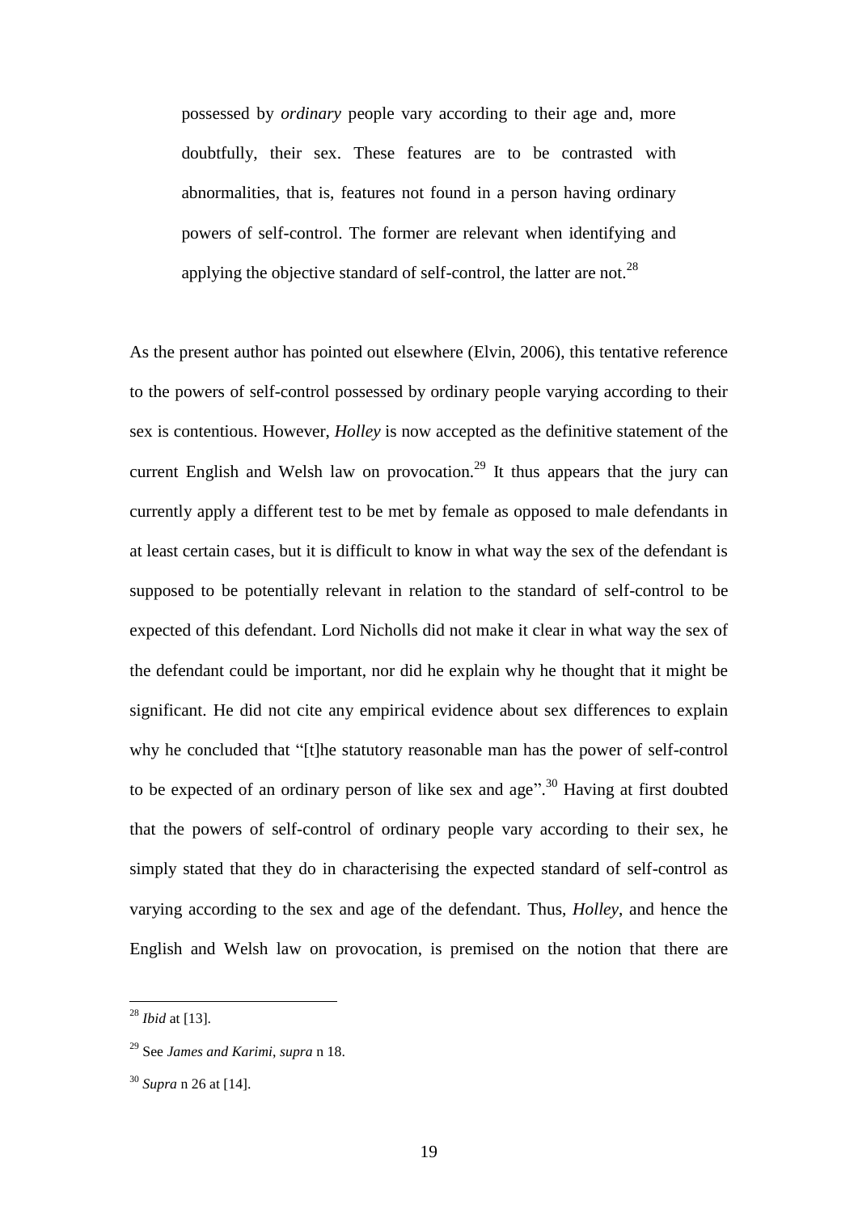> possessed by *ordinary* people vary according to their age and, more doubtfully, their sex. These features are to be contrasted with abnormalities, that is, features not found in a person having ordinary powers of self-control. The former are relevant when identifying and applying the objective standard of self-control, the latter are not.[28]

As the present author has pointed out elsewhere (Elvin, 2006), this tentative reference to the powers of self-control possessed by ordinary people varying according to their sex is contentious. However, *Holley* is now accepted as the definitive statement of the current English and Welsh law on provocation.[29] It thus appears that the jury can currently apply a different test to be met by female as opposed to male defendants in at least certain cases, but it is difficult to know in what way the sex of the defendant is supposed to be potentially relevant in relation to the standard of self-control to be expected of this defendant. Lord Nicholls did not make it clear in what way the sex of the defendant could be important, nor did he explain why he thought that it might be significant. He did not cite any empirical evidence about sex differences to explain why he concluded that "[t]he statutory reasonable man has the power of self-control to be expected of an ordinary person of like sex and age".[30] Having at first doubted that the powers of self-control of ordinary people vary according to their sex, he simply stated that they do in characterising the expected standard of self-control as varying according to the sex and age of the defendant. Thus, *Holley*, and hence the English and Welsh law on provocation, is premised on the notion that there are

---

[28] *Ibid* at [13].

[29] See *James and Karimi*, *supra* n 18.

[30] *Supra* n 26 at [14].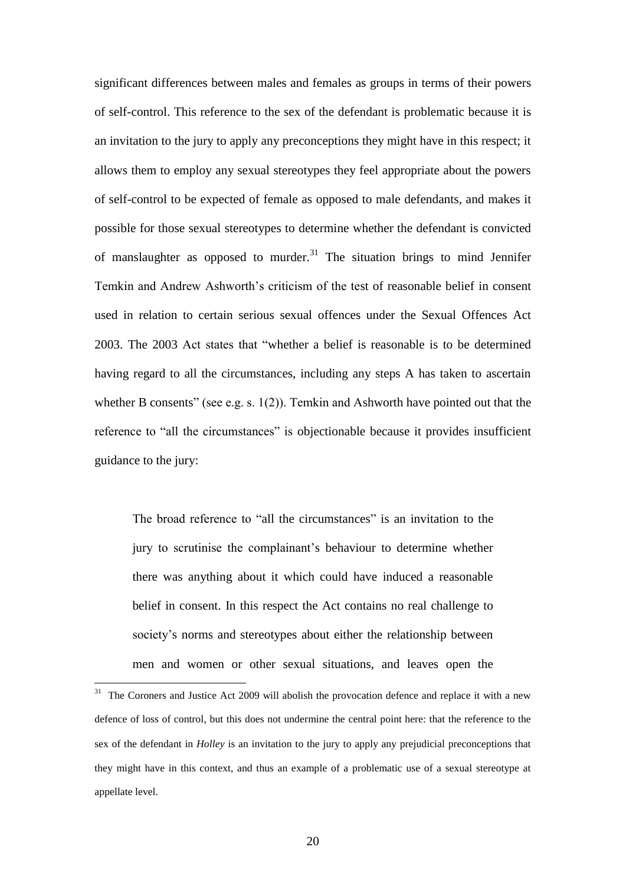significant differences between males and females as groups in terms of their powers of self-control. This reference to the sex of the defendant is problematic because it is an invitation to the jury to apply any preconceptions they might have in this respect; it allows them to employ any sexual stereotypes they feel appropriate about the powers of self-control to be expected of female as opposed to male defendants, and makes it possible for those sexual stereotypes to determine whether the defendant is convicted of manslaughter as opposed to murder.[31] The situation brings to mind Jennifer Temkin and Andrew Ashworth's criticism of the test of reasonable belief in consent used in relation to certain serious sexual offences under the Sexual Offences Act 2003. The 2003 Act states that "whether a belief is reasonable is to be determined having regard to all the circumstances, including any steps A has taken to ascertain whether B consents" (see e.g. s. 1(2)). Temkin and Ashworth have pointed out that the reference to "all the circumstances" is objectionable because it provides insufficient guidance to the jury:

> The broad reference to "all the circumstances" is an invitation to the jury to scrutinise the complainant's behaviour to determine whether there was anything about it which could have induced a reasonable belief in consent. In this respect the Act contains no real challenge to society's norms and stereotypes about either the relationship between men and women or other sexual situations, and leaves open the

[31] The Coroners and Justice Act 2009 will abolish the provocation defence and replace it with a new defence of loss of control, but this does not undermine the central point here: that the reference to the sex of the defendant in *Holley* is an invitation to the jury to apply any prejudicial preconceptions that they might have in this context, and thus an example of a problematic use of a sexual stereotype at appellate level.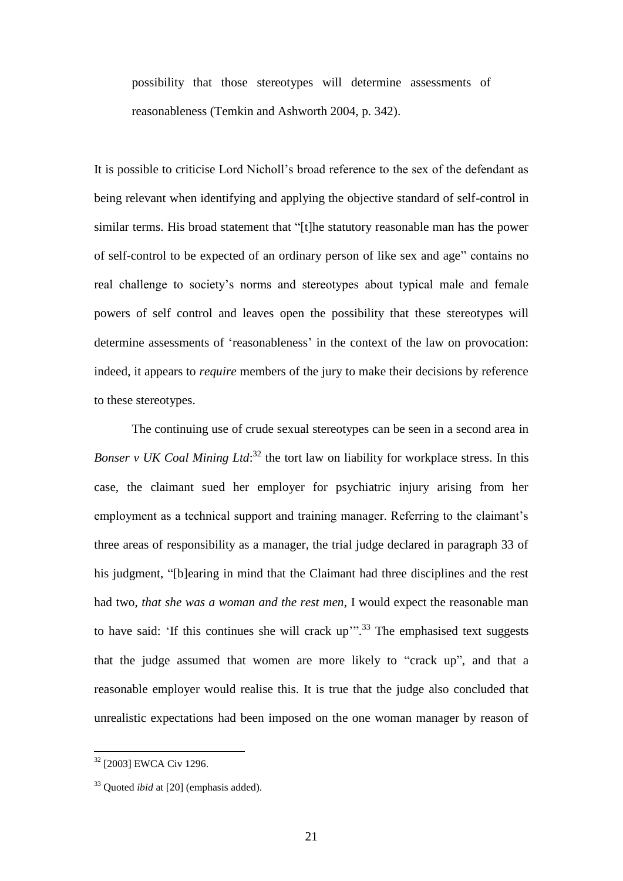possibility that those stereotypes will determine assessments of reasonableness (Temkin and Ashworth 2004, p. 342).

It is possible to criticise Lord Nicholl's broad reference to the sex of the defendant as being relevant when identifying and applying the objective standard of self-control in similar terms. His broad statement that "[t]he statutory reasonable man has the power of self-control to be expected of an ordinary person of like sex and age" contains no real challenge to society's norms and stereotypes about typical male and female powers of self control and leaves open the possibility that these stereotypes will determine assessments of 'reasonableness' in the context of the law on provocation: indeed, it appears to *require* members of the jury to make their decisions by reference to these stereotypes.

The continuing use of crude sexual stereotypes can be seen in a second area in *Bonser v UK Coal Mining Ltd*:[32] the tort law on liability for workplace stress. In this case, the claimant sued her employer for psychiatric injury arising from her employment as a technical support and training manager. Referring to the claimant's three areas of responsibility as a manager, the trial judge declared in paragraph 33 of his judgment, "[b]earing in mind that the Claimant had three disciplines and the rest had two, *that she was a woman and the rest men*, I would expect the reasonable man to have said: 'If this continues she will crack up'".[33] The emphasised text suggests that the judge assumed that women are more likely to "crack up", and that a reasonable employer would realise this. It is true that the judge also concluded that unrealistic expectations had been imposed on the one woman manager by reason of

[32] [2003] EWCA Civ 1296.

[33] Quoted *ibid* at [20] (emphasis added).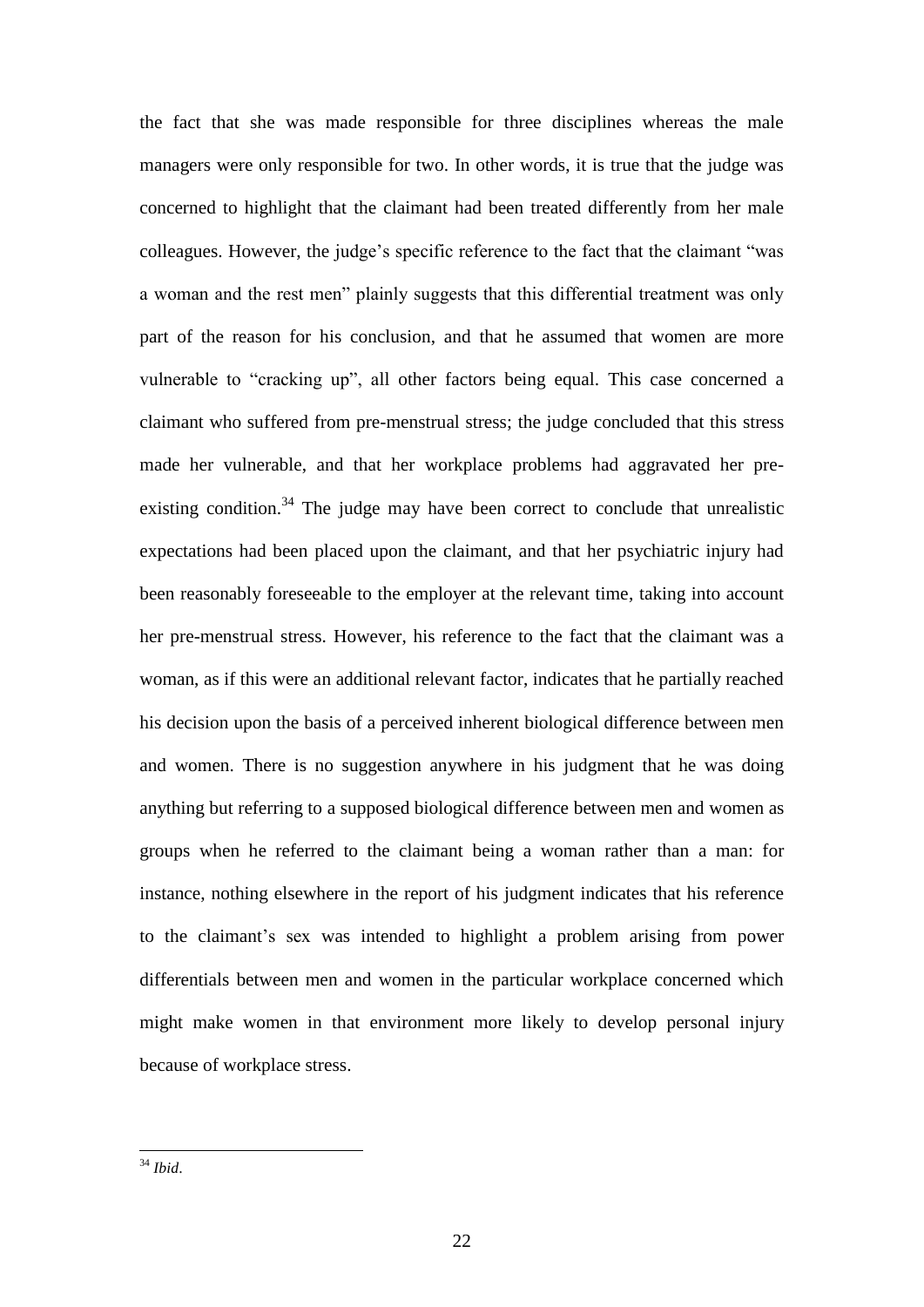the fact that she was made responsible for three disciplines whereas the male managers were only responsible for two. In other words, it is true that the judge was concerned to highlight that the claimant had been treated differently from her male colleagues. However, the judge's specific reference to the fact that the claimant "was a woman and the rest men" plainly suggests that this differential treatment was only part of the reason for his conclusion, and that he assumed that women are more vulnerable to "cracking up", all other factors being equal. This case concerned a claimant who suffered from pre-menstrual stress; the judge concluded that this stress made her vulnerable, and that her workplace problems had aggravated her pre-existing condition.[34] The judge may have been correct to conclude that unrealistic expectations had been placed upon the claimant, and that her psychiatric injury had been reasonably foreseeable to the employer at the relevant time, taking into account her pre-menstrual stress. However, his reference to the fact that the claimant was a woman, as if this were an additional relevant factor, indicates that he partially reached his decision upon the basis of a perceived inherent biological difference between men and women. There is no suggestion anywhere in his judgment that he was doing anything but referring to a supposed biological difference between men and women as groups when he referred to the claimant being a woman rather than a man: for instance, nothing elsewhere in the report of his judgment indicates that his reference to the claimant's sex was intended to highlight a problem arising from power differentials between men and women in the particular workplace concerned which might make women in that environment more likely to develop personal injury because of workplace stress.

---

[34] *Ibid*.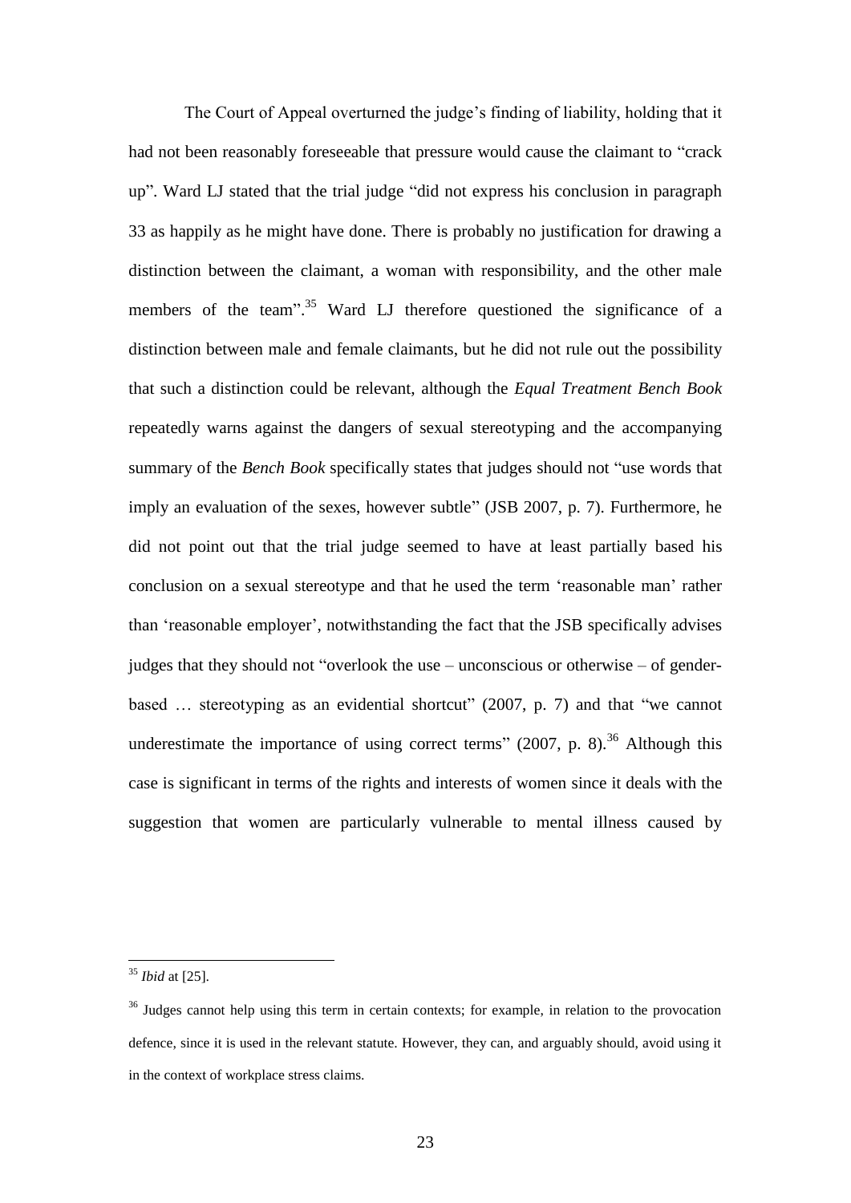The Court of Appeal overturned the judge's finding of liability, holding that it had not been reasonably foreseeable that pressure would cause the claimant to "crack up". Ward LJ stated that the trial judge "did not express his conclusion in paragraph 33 as happily as he might have done. There is probably no justification for drawing a distinction between the claimant, a woman with responsibility, and the other male members of the team".[35] Ward LJ therefore questioned the significance of a distinction between male and female claimants, but he did not rule out the possibility that such a distinction could be relevant, although the *Equal Treatment Bench Book* repeatedly warns against the dangers of sexual stereotyping and the accompanying summary of the *Bench Book* specifically states that judges should not "use words that imply an evaluation of the sexes, however subtle" (JSB 2007, p. 7). Furthermore, he did not point out that the trial judge seemed to have at least partially based his conclusion on a sexual stereotype and that he used the term 'reasonable man' rather than 'reasonable employer', notwithstanding the fact that the JSB specifically advises judges that they should not "overlook the use – unconscious or otherwise – of gender-based … stereotyping as an evidential shortcut" (2007, p. 7) and that "we cannot underestimate the importance of using correct terms" (2007, p. 8).[36] Although this case is significant in terms of the rights and interests of women since it deals with the suggestion that women are particularly vulnerable to mental illness caused by

---

[35] *Ibid* at [25].

[36] Judges cannot help using this term in certain contexts; for example, in relation to the provocation defence, since it is used in the relevant statute. However, they can, and arguably should, avoid using it in the context of workplace stress claims.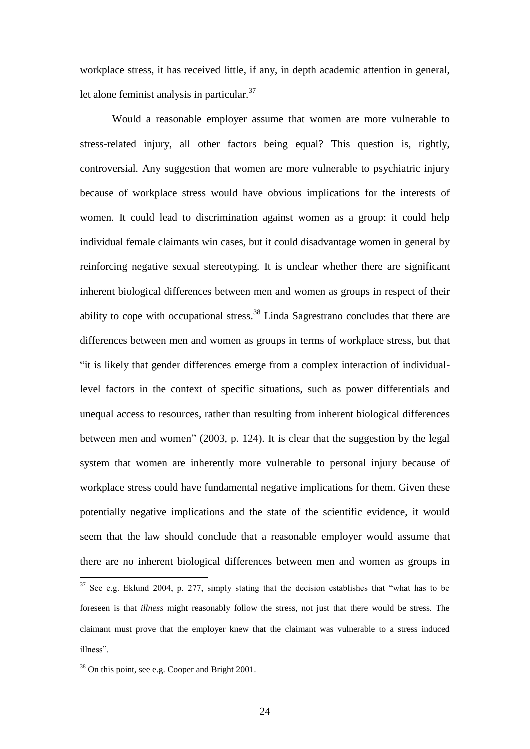workplace stress, it has received little, if any, in depth academic attention in general, let alone feminist analysis in particular.[37]

Would a reasonable employer assume that women are more vulnerable to stress-related injury, all other factors being equal? This question is, rightly, controversial. Any suggestion that women are more vulnerable to psychiatric injury because of workplace stress would have obvious implications for the interests of women. It could lead to discrimination against women as a group: it could help individual female claimants win cases, but it could disadvantage women in general by reinforcing negative sexual stereotyping. It is unclear whether there are significant inherent biological differences between men and women as groups in respect of their ability to cope with occupational stress.[38] Linda Sagrestrano concludes that there are differences between men and women as groups in terms of workplace stress, but that "it is likely that gender differences emerge from a complex interaction of individual-level factors in the context of specific situations, such as power differentials and unequal access to resources, rather than resulting from inherent biological differences between men and women" (2003, p. 124). It is clear that the suggestion by the legal system that women are inherently more vulnerable to personal injury because of workplace stress could have fundamental negative implications for them. Given these potentially negative implications and the state of the scientific evidence, it would seem that the law should conclude that a reasonable employer would assume that there are no inherent biological differences between men and women as groups in

---

[37] See e.g. Eklund 2004, p. 277, simply stating that the decision establishes that "what has to be foreseen is that *illness* might reasonably follow the stress, not just that there would be stress. The claimant must prove that the employer knew that the claimant was vulnerable to a stress induced illness".

[38] On this point, see e.g. Cooper and Bright 2001.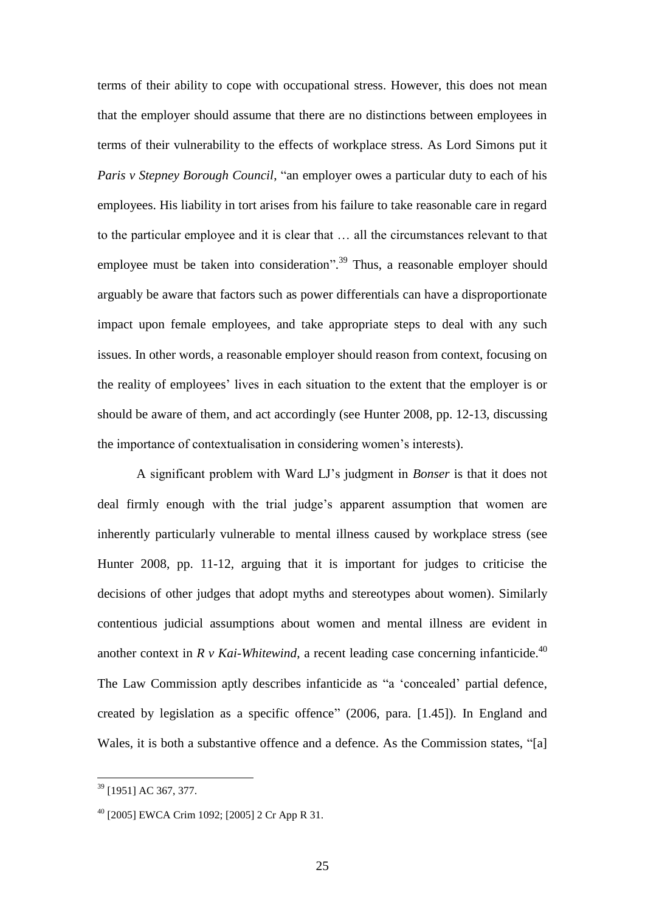terms of their ability to cope with occupational stress. However, this does not mean that the employer should assume that there are no distinctions between employees in terms of their vulnerability to the effects of workplace stress. As Lord Simons put it *Paris v Stepney Borough Council*, "an employer owes a particular duty to each of his employees. His liability in tort arises from his failure to take reasonable care in regard to the particular employee and it is clear that … all the circumstances relevant to that employee must be taken into consideration".[39] Thus, a reasonable employer should arguably be aware that factors such as power differentials can have a disproportionate impact upon female employees, and take appropriate steps to deal with any such issues. In other words, a reasonable employer should reason from context, focusing on the reality of employees' lives in each situation to the extent that the employer is or should be aware of them, and act accordingly (see Hunter 2008, pp. 12-13, discussing the importance of contextualisation in considering women's interests).

A significant problem with Ward LJ's judgment in *Bonser* is that it does not deal firmly enough with the trial judge's apparent assumption that women are inherently particularly vulnerable to mental illness caused by workplace stress (see Hunter 2008, pp. 11-12, arguing that it is important for judges to criticise the decisions of other judges that adopt myths and stereotypes about women). Similarly contentious judicial assumptions about women and mental illness are evident in another context in *R v Kai-Whitewind*, a recent leading case concerning infanticide.[40] The Law Commission aptly describes infanticide as "a 'concealed' partial defence, created by legislation as a specific offence" (2006, para. [1.45]). In England and Wales, it is both a substantive offence and a defence. As the Commission states, "[a]

[39] [1951] AC 367, 377.

[40] [2005] EWCA Crim 1092; [2005] 2 Cr App R 31.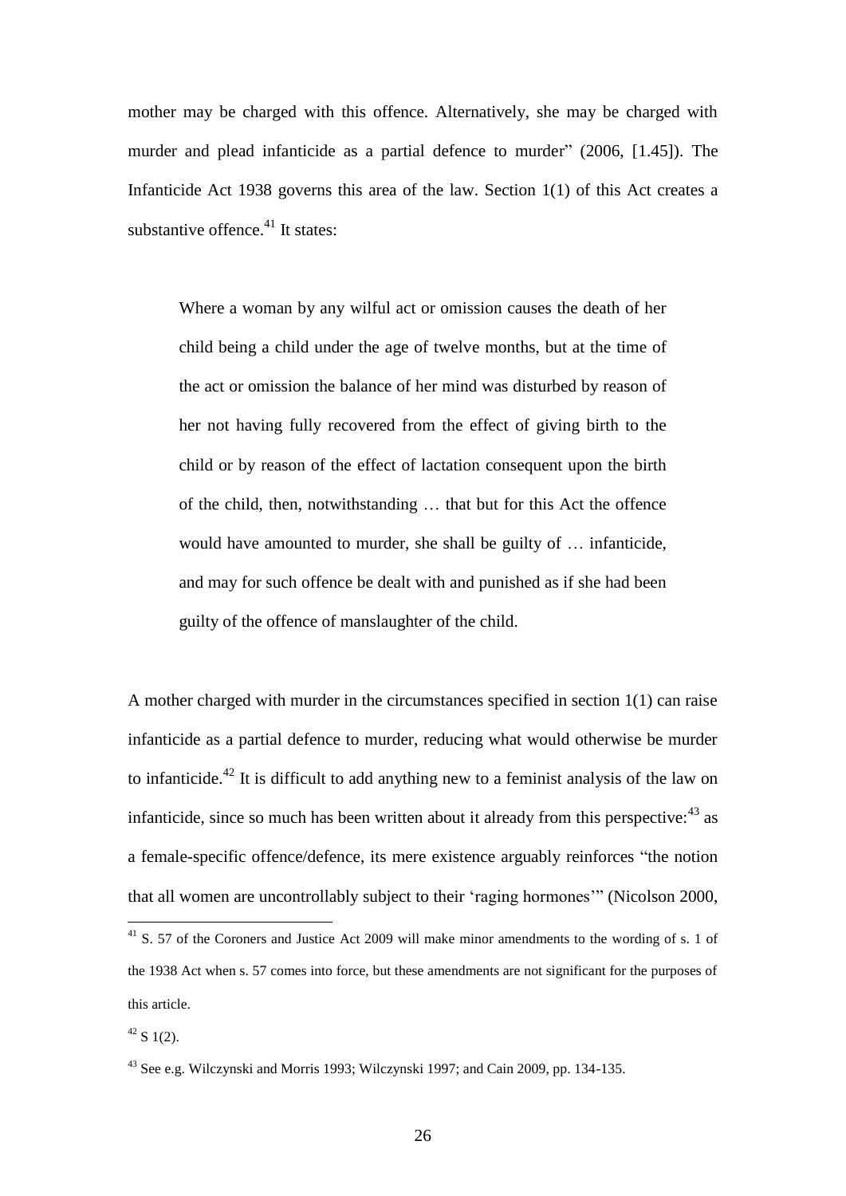mother may be charged with this offence. Alternatively, she may be charged with murder and plead infanticide as a partial defence to murder" (2006, [1.45]). The Infanticide Act 1938 governs this area of the law. Section 1(1) of this Act creates a substantive offence.[41] It states:

> Where a woman by any wilful act or omission causes the death of her child being a child under the age of twelve months, but at the time of the act or omission the balance of her mind was disturbed by reason of her not having fully recovered from the effect of giving birth to the child or by reason of the effect of lactation consequent upon the birth of the child, then, notwithstanding … that but for this Act the offence would have amounted to murder, she shall be guilty of … infanticide, and may for such offence be dealt with and punished as if she had been guilty of the offence of manslaughter of the child.

A mother charged with murder in the circumstances specified in section 1(1) can raise infanticide as a partial defence to murder, reducing what would otherwise be murder to infanticide.[42] It is difficult to add anything new to a feminist analysis of the law on infanticide, since so much has been written about it already from this perspective:[43] as a female-specific offence/defence, its mere existence arguably reinforces "the notion that all women are uncontrollably subject to their 'raging hormones'" (Nicolson 2000,

---

[41] S. 57 of the Coroners and Justice Act 2009 will make minor amendments to the wording of s. 1 of the 1938 Act when s. 57 comes into force, but these amendments are not significant for the purposes of this article.

[42] S 1(2).

[43] See e.g. Wilczynski and Morris 1993; Wilczynski 1997; and Cain 2009, pp. 134-135.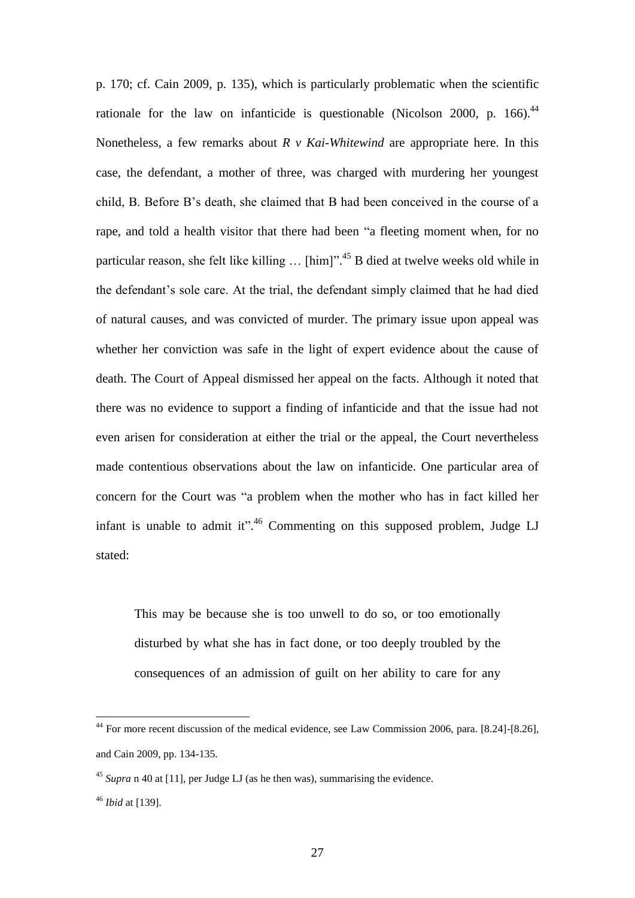p. 170; cf. Cain 2009, p. 135), which is particularly problematic when the scientific rationale for the law on infanticide is questionable (Nicolson 2000, p. 166).[44] Nonetheless, a few remarks about *R v Kai-Whitewind* are appropriate here. In this case, the defendant, a mother of three, was charged with murdering her youngest child, B. Before B's death, she claimed that B had been conceived in the course of a rape, and told a health visitor that there had been "a fleeting moment when, for no particular reason, she felt like killing … [him]".[45] B died at twelve weeks old while in the defendant's sole care. At the trial, the defendant simply claimed that he had died of natural causes, and was convicted of murder. The primary issue upon appeal was whether her conviction was safe in the light of expert evidence about the cause of death. The Court of Appeal dismissed her appeal on the facts. Although it noted that there was no evidence to support a finding of infanticide and that the issue had not even arisen for consideration at either the trial or the appeal, the Court nevertheless made contentious observations about the law on infanticide. One particular area of concern for the Court was "a problem when the mother who has in fact killed her infant is unable to admit it".[46] Commenting on this supposed problem, Judge LJ stated:

> This may be because she is too unwell to do so, or too emotionally disturbed by what she has in fact done, or too deeply troubled by the consequences of an admission of guilt on her ability to care for any

---

[44] For more recent discussion of the medical evidence, see Law Commission 2006, para. [8.24]-[8.26], and Cain 2009, pp. 134-135.

[45] *Supra* n 40 at [11], per Judge LJ (as he then was), summarising the evidence.

[46] *Ibid* at [139].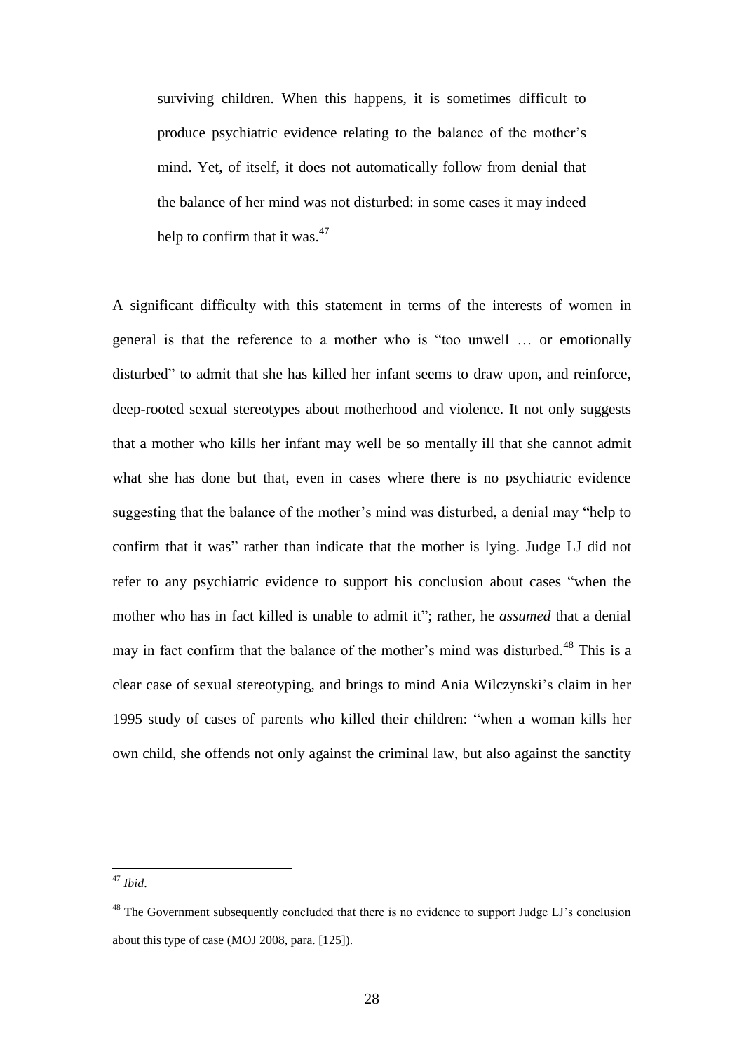> surviving children. When this happens, it is sometimes difficult to produce psychiatric evidence relating to the balance of the mother's mind. Yet, of itself, it does not automatically follow from denial that the balance of her mind was not disturbed: in some cases it may indeed help to confirm that it was.[47]

A significant difficulty with this statement in terms of the interests of women in general is that the reference to a mother who is "too unwell … or emotionally disturbed" to admit that she has killed her infant seems to draw upon, and reinforce, deep-rooted sexual stereotypes about motherhood and violence. It not only suggests that a mother who kills her infant may well be so mentally ill that she cannot admit what she has done but that, even in cases where there is no psychiatric evidence suggesting that the balance of the mother's mind was disturbed, a denial may "help to confirm that it was" rather than indicate that the mother is lying. Judge LJ did not refer to any psychiatric evidence to support his conclusion about cases "when the mother who has in fact killed is unable to admit it"; rather, he *assumed* that a denial may in fact confirm that the balance of the mother's mind was disturbed.[48] This is a clear case of sexual stereotyping, and brings to mind Ania Wilczynski's claim in her 1995 study of cases of parents who killed their children: "when a woman kills her own child, she offends not only against the criminal law, but also against the sanctity

[47] *Ibid*.

[48] The Government subsequently concluded that there is no evidence to support Judge LJ's conclusion about this type of case (MOJ 2008, para. [125]).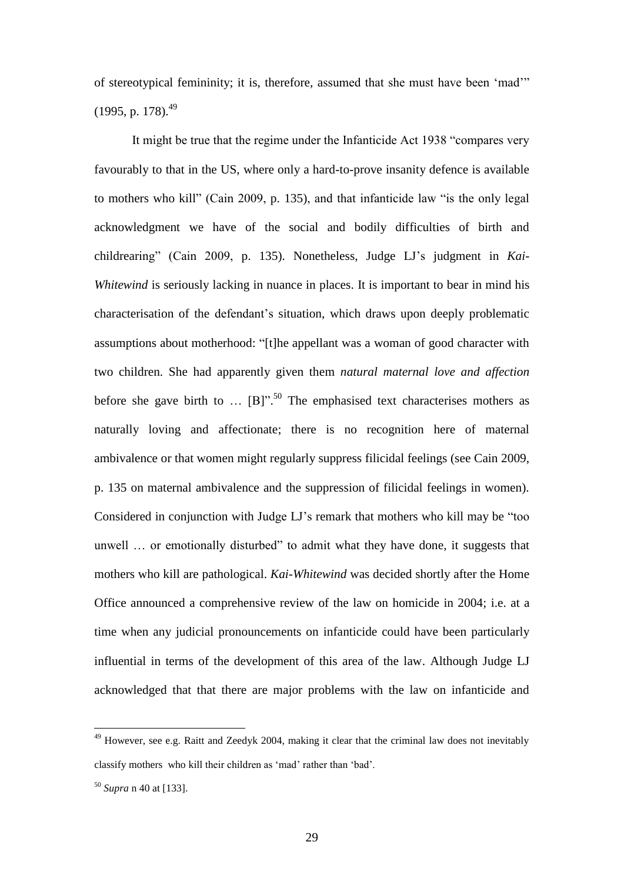of stereotypical femininity; it is, therefore, assumed that she must have been 'mad'" (1995, p. 178).[49]

It might be true that the regime under the Infanticide Act 1938 "compares very favourably to that in the US, where only a hard-to-prove insanity defence is available to mothers who kill" (Cain 2009, p. 135), and that infanticide law "is the only legal acknowledgment we have of the social and bodily difficulties of birth and childrearing" (Cain 2009, p. 135). Nonetheless, Judge LJ's judgment in *Kai-Whitewind* is seriously lacking in nuance in places. It is important to bear in mind his characterisation of the defendant's situation, which draws upon deeply problematic assumptions about motherhood: "[t]he appellant was a woman of good character with two children. She had apparently given them *natural maternal love and affection* before she gave birth to … [B]".[50] The emphasised text characterises mothers as naturally loving and affectionate; there is no recognition here of maternal ambivalence or that women might regularly suppress filicidal feelings (see Cain 2009, p. 135 on maternal ambivalence and the suppression of filicidal feelings in women). Considered in conjunction with Judge LJ's remark that mothers who kill may be "too unwell … or emotionally disturbed" to admit what they have done, it suggests that mothers who kill are pathological. *Kai-Whitewind* was decided shortly after the Home Office announced a comprehensive review of the law on homicide in 2004; i.e. at a time when any judicial pronouncements on infanticide could have been particularly influential in terms of the development of this area of the law. Although Judge LJ acknowledged that that there are major problems with the law on infanticide and

---

[49] However, see e.g. Raitt and Zeedyk 2004, making it clear that the criminal law does not inevitably classify mothers who kill their children as 'mad' rather than 'bad'.

[50] *Supra* n 40 at [133].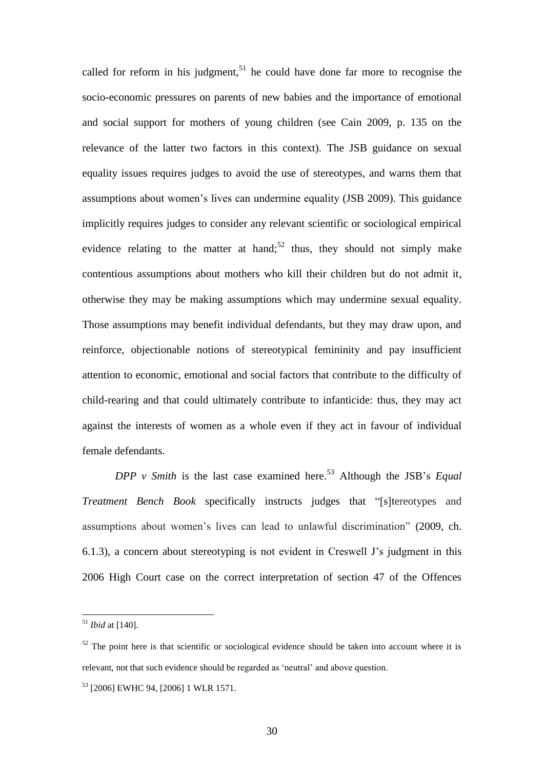called for reform in his judgment,[51] he could have done far more to recognise the socio-economic pressures on parents of new babies and the importance of emotional and social support for mothers of young children (see Cain 2009, p. 135 on the relevance of the latter two factors in this context). The JSB guidance on sexual equality issues requires judges to avoid the use of stereotypes, and warns them that assumptions about women's lives can undermine equality (JSB 2009). This guidance implicitly requires judges to consider any relevant scientific or sociological empirical evidence relating to the matter at hand;[52] thus, they should not simply make contentious assumptions about mothers who kill their children but do not admit it, otherwise they may be making assumptions which may undermine sexual equality. Those assumptions may benefit individual defendants, but they may draw upon, and reinforce, objectionable notions of stereotypical femininity and pay insufficient attention to economic, emotional and social factors that contribute to the difficulty of child-rearing and that could ultimately contribute to infanticide: thus, they may act against the interests of women as a whole even if they act in favour of individual female defendants.

*DPP v Smith* is the last case examined here.[53] Although the JSB's *Equal Treatment Bench Book* specifically instructs judges that "[s]tereotypes and assumptions about women's lives can lead to unlawful discrimination" (2009, ch. 6.1.3), a concern about stereotyping is not evident in Creswell J's judgment in this 2006 High Court case on the correct interpretation of section 47 of the Offences

---

[51] *Ibid* at [140].

[52] The point here is that scientific or sociological evidence should be taken into account where it is relevant, not that such evidence should be regarded as 'neutral' and above question.

[53] [2006] EWHC 94, [2006] 1 WLR 1571.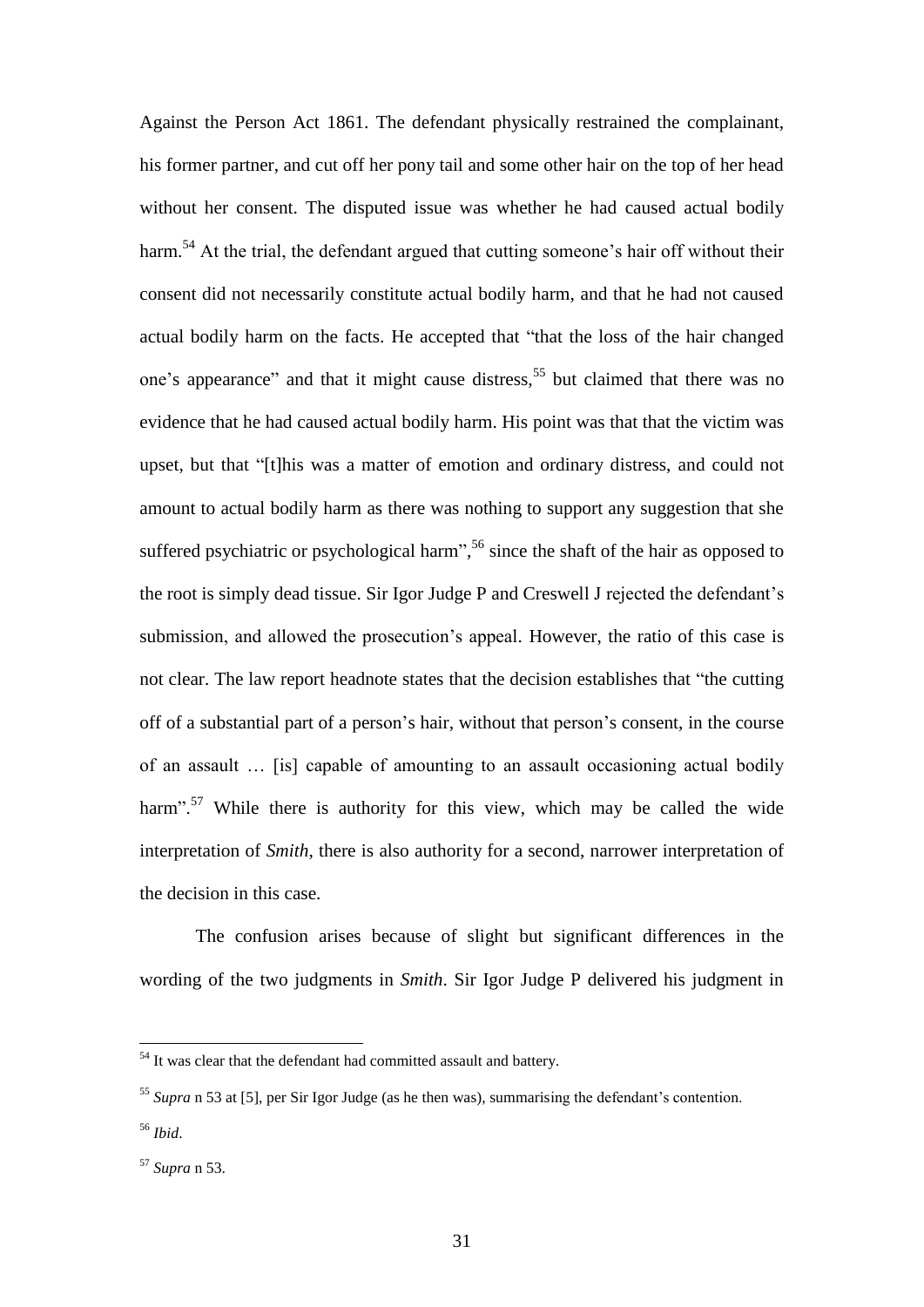Against the Person Act 1861. The defendant physically restrained the complainant, his former partner, and cut off her pony tail and some other hair on the top of her head without her consent. The disputed issue was whether he had caused actual bodily harm.[54] At the trial, the defendant argued that cutting someone's hair off without their consent did not necessarily constitute actual bodily harm, and that he had not caused actual bodily harm on the facts. He accepted that "that the loss of the hair changed one's appearance" and that it might cause distress,[55] but claimed that there was no evidence that he had caused actual bodily harm. His point was that that the victim was upset, but that "[t]his was a matter of emotion and ordinary distress, and could not amount to actual bodily harm as there was nothing to support any suggestion that she suffered psychiatric or psychological harm",[56] since the shaft of the hair as opposed to the root is simply dead tissue. Sir Igor Judge P and Creswell J rejected the defendant's submission, and allowed the prosecution's appeal. However, the ratio of this case is not clear. The law report headnote states that the decision establishes that "the cutting off of a substantial part of a person's hair, without that person's consent, in the course of an assault … [is] capable of amounting to an assault occasioning actual bodily harm".[57] While there is authority for this view, which may be called the wide interpretation of *Smith*, there is also authority for a second, narrower interpretation of the decision in this case.

The confusion arises because of slight but significant differences in the wording of the two judgments in *Smith*. Sir Igor Judge P delivered his judgment in

---

[54] It was clear that the defendant had committed assault and battery.

[55] *Supra* n 53 at [5], per Sir Igor Judge (as he then was), summarising the defendant's contention.

[56] *Ibid*.

[57] *Supra* n 53.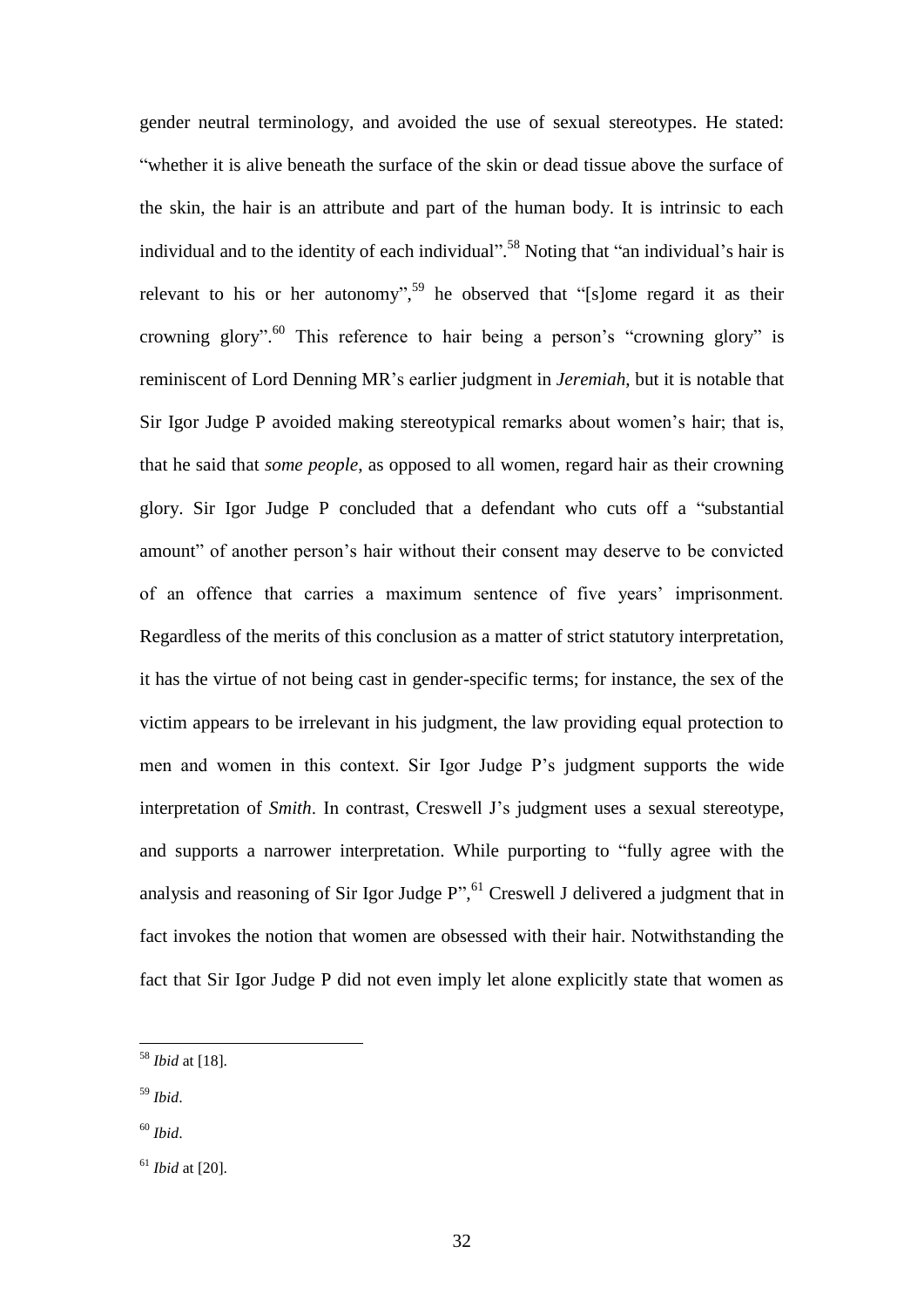gender neutral terminology, and avoided the use of sexual stereotypes. He stated: "whether it is alive beneath the surface of the skin or dead tissue above the surface of the skin, the hair is an attribute and part of the human body. It is intrinsic to each individual and to the identity of each individual".[58] Noting that "an individual's hair is relevant to his or her autonomy",[59] he observed that "[s]ome regard it as their crowning glory".[60] This reference to hair being a person's "crowning glory" is reminiscent of Lord Denning MR's earlier judgment in *Jeremiah*, but it is notable that Sir Igor Judge P avoided making stereotypical remarks about women's hair; that is, that he said that *some people*, as opposed to all women, regard hair as their crowning glory. Sir Igor Judge P concluded that a defendant who cuts off a "substantial amount" of another person's hair without their consent may deserve to be convicted of an offence that carries a maximum sentence of five years' imprisonment. Regardless of the merits of this conclusion as a matter of strict statutory interpretation, it has the virtue of not being cast in gender-specific terms; for instance, the sex of the victim appears to be irrelevant in his judgment, the law providing equal protection to men and women in this context. Sir Igor Judge P's judgment supports the wide interpretation of *Smith*. In contrast, Creswell J's judgment uses a sexual stereotype, and supports a narrower interpretation. While purporting to "fully agree with the analysis and reasoning of Sir Igor Judge P",[61] Creswell J delivered a judgment that in fact invokes the notion that women are obsessed with their hair. Notwithstanding the fact that Sir Igor Judge P did not even imply let alone explicitly state that women as

---

[58] *Ibid* at [18].

[59] *Ibid*.

[60] *Ibid*.

[61] *Ibid* at [20].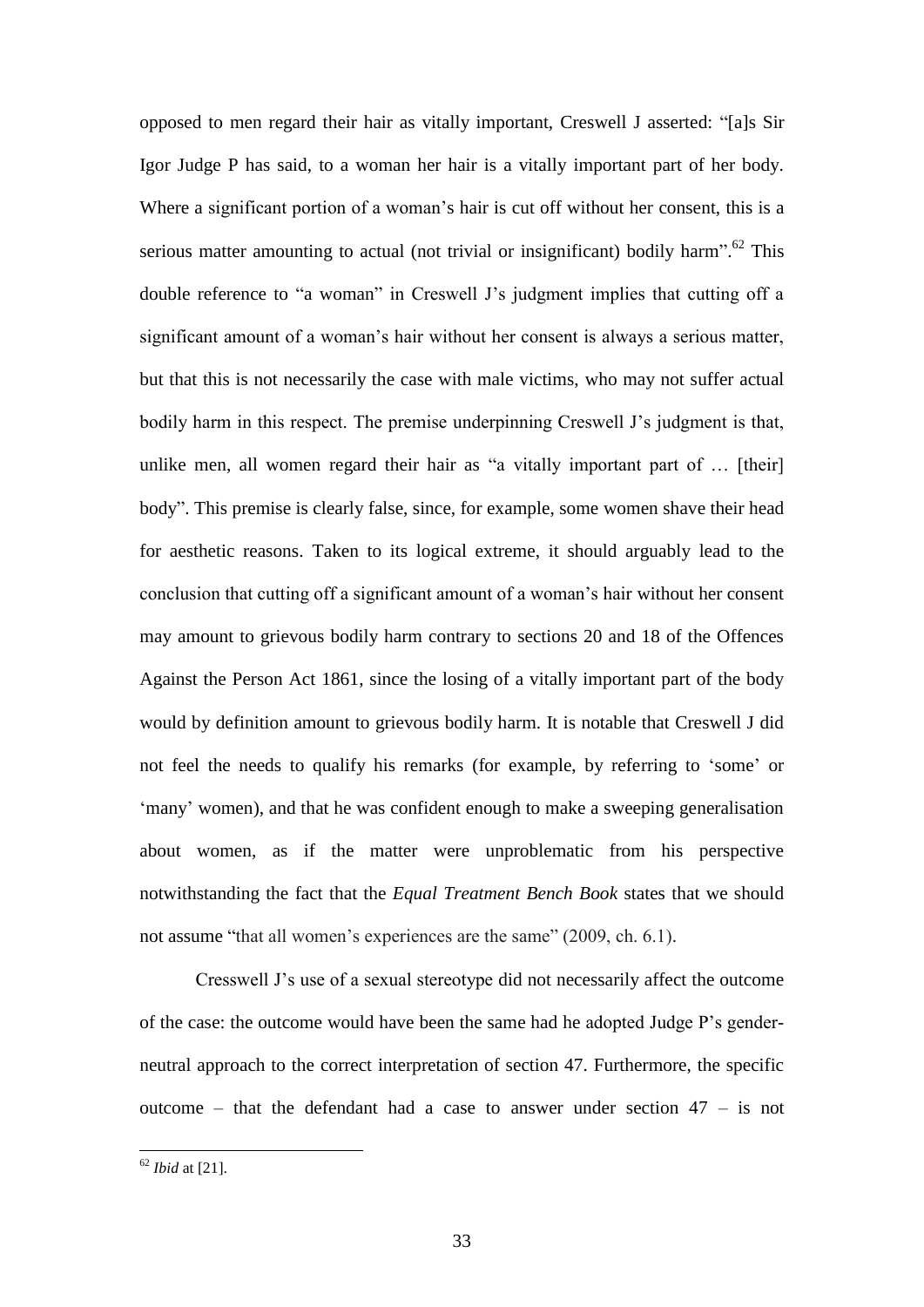opposed to men regard their hair as vitally important, Creswell J asserted: "[a]s Sir Igor Judge P has said, to a woman her hair is a vitally important part of her body. Where a significant portion of a woman's hair is cut off without her consent, this is a serious matter amounting to actual (not trivial or insignificant) bodily harm".[62] This double reference to "a woman" in Creswell J's judgment implies that cutting off a significant amount of a woman's hair without her consent is always a serious matter, but that this is not necessarily the case with male victims, who may not suffer actual bodily harm in this respect. The premise underpinning Creswell J's judgment is that, unlike men, all women regard their hair as "a vitally important part of … [their] body". This premise is clearly false, since, for example, some women shave their head for aesthetic reasons. Taken to its logical extreme, it should arguably lead to the conclusion that cutting off a significant amount of a woman's hair without her consent may amount to grievous bodily harm contrary to sections 20 and 18 of the Offences Against the Person Act 1861, since the losing of a vitally important part of the body would by definition amount to grievous bodily harm. It is notable that Creswell J did not feel the needs to qualify his remarks (for example, by referring to 'some' or 'many' women), and that he was confident enough to make a sweeping generalisation about women, as if the matter were unproblematic from his perspective notwithstanding the fact that the *Equal Treatment Bench Book* states that we should not assume "that all women's experiences are the same" (2009, ch. 6.1).

Cresswell J's use of a sexual stereotype did not necessarily affect the outcome of the case: the outcome would have been the same had he adopted Judge P's gender-neutral approach to the correct interpretation of section 47. Furthermore, the specific outcome – that the defendant had a case to answer under section 47 – is not

[62] *Ibid* at [21].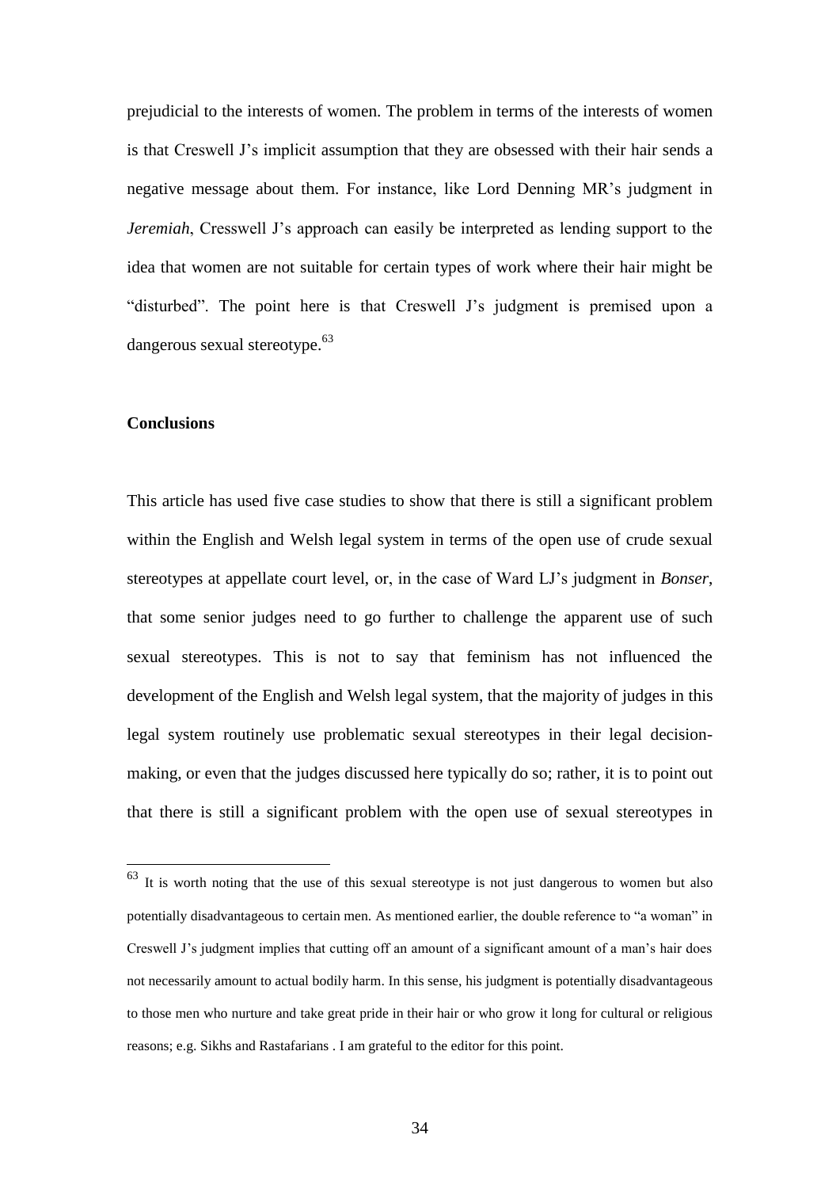prejudicial to the interests of women. The problem in terms of the interests of women is that Creswell J's implicit assumption that they are obsessed with their hair sends a negative message about them. For instance, like Lord Denning MR's judgment in *Jeremiah*, Cresswell J's approach can easily be interpreted as lending support to the idea that women are not suitable for certain types of work where their hair might be "disturbed". The point here is that Creswell J's judgment is premised upon a dangerous sexual stereotype.[63]

**Conclusions**

This article has used five case studies to show that there is still a significant problem within the English and Welsh legal system in terms of the open use of crude sexual stereotypes at appellate court level, or, in the case of Ward LJ's judgment in *Bonser*, that some senior judges need to go further to challenge the apparent use of such sexual stereotypes. This is not to say that feminism has not influenced the development of the English and Welsh legal system, that the majority of judges in this legal system routinely use problematic sexual stereotypes in their legal decision-making, or even that the judges discussed here typically do so; rather, it is to point out that there is still a significant problem with the open use of sexual stereotypes in

[63] It is worth noting that the use of this sexual stereotype is not just dangerous to women but also potentially disadvantageous to certain men. As mentioned earlier, the double reference to "a woman" in Creswell J's judgment implies that cutting off an amount of a significant amount of a man's hair does not necessarily amount to actual bodily harm. In this sense, his judgment is potentially disadvantageous to those men who nurture and take great pride in their hair or who grow it long for cultural or religious reasons; e.g. Sikhs and Rastafarians . I am grateful to the editor for this point.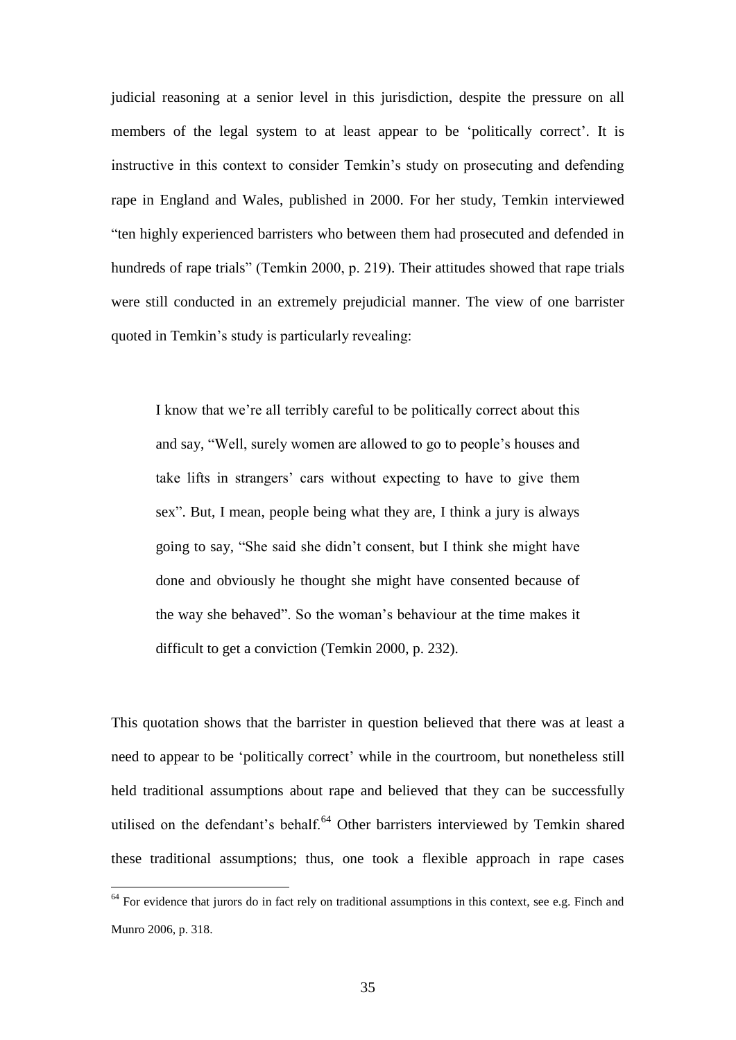judicial reasoning at a senior level in this jurisdiction, despite the pressure on all members of the legal system to at least appear to be 'politically correct'. It is instructive in this context to consider Temkin's study on prosecuting and defending rape in England and Wales, published in 2000. For her study, Temkin interviewed "ten highly experienced barristers who between them had prosecuted and defended in hundreds of rape trials" (Temkin 2000, p. 219). Their attitudes showed that rape trials were still conducted in an extremely prejudicial manner. The view of one barrister quoted in Temkin's study is particularly revealing:

> I know that we're all terribly careful to be politically correct about this and say, "Well, surely women are allowed to go to people's houses and take lifts in strangers' cars without expecting to have to give them sex". But, I mean, people being what they are, I think a jury is always going to say, "She said she didn't consent, but I think she might have done and obviously he thought she might have consented because of the way she behaved". So the woman's behaviour at the time makes it difficult to get a conviction (Temkin 2000, p. 232).

This quotation shows that the barrister in question believed that there was at least a need to appear to be 'politically correct' while in the courtroom, but nonetheless still held traditional assumptions about rape and believed that they can be successfully utilised on the defendant's behalf.[64] Other barristers interviewed by Temkin shared these traditional assumptions; thus, one took a flexible approach in rape cases

[64] For evidence that jurors do in fact rely on traditional assumptions in this context, see e.g. Finch and Munro 2006, p. 318.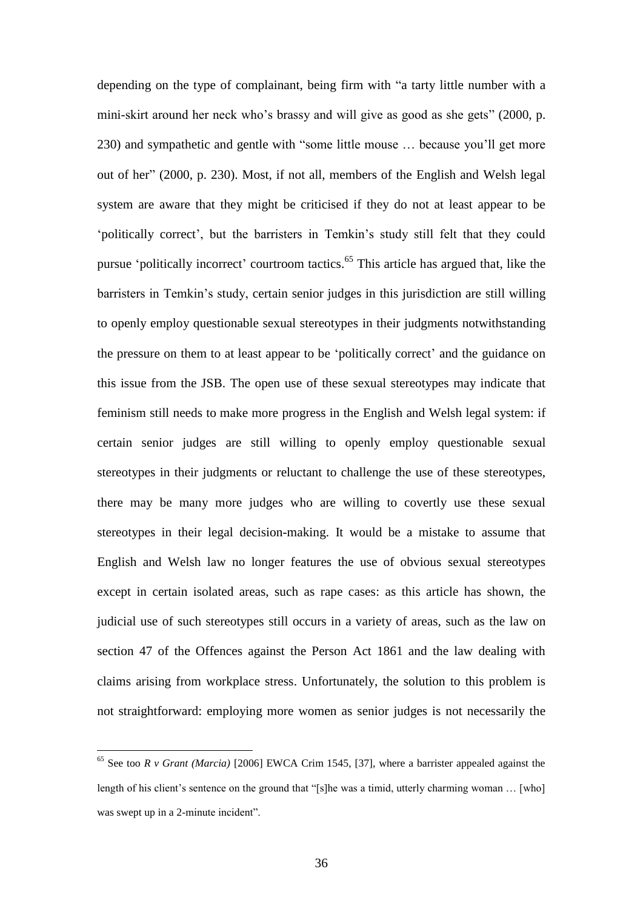depending on the type of complainant, being firm with "a tarty little number with a mini-skirt around her neck who's brassy and will give as good as she gets" (2000, p. 230) and sympathetic and gentle with "some little mouse … because you'll get more out of her" (2000, p. 230). Most, if not all, members of the English and Welsh legal system are aware that they might be criticised if they do not at least appear to be 'politically correct', but the barristers in Temkin's study still felt that they could pursue 'politically incorrect' courtroom tactics.[65] This article has argued that, like the barristers in Temkin's study, certain senior judges in this jurisdiction are still willing to openly employ questionable sexual stereotypes in their judgments notwithstanding the pressure on them to at least appear to be 'politically correct' and the guidance on this issue from the JSB. The open use of these sexual stereotypes may indicate that feminism still needs to make more progress in the English and Welsh legal system: if certain senior judges are still willing to openly employ questionable sexual stereotypes in their judgments or reluctant to challenge the use of these stereotypes, there may be many more judges who are willing to covertly use these sexual stereotypes in their legal decision-making. It would be a mistake to assume that English and Welsh law no longer features the use of obvious sexual stereotypes except in certain isolated areas, such as rape cases: as this article has shown, the judicial use of such stereotypes still occurs in a variety of areas, such as the law on section 47 of the Offences against the Person Act 1861 and the law dealing with claims arising from workplace stress. Unfortunately, the solution to this problem is not straightforward: employing more women as senior judges is not necessarily the

[65] See too *R v Grant (Marcia)* [2006] EWCA Crim 1545, [37], where a barrister appealed against the length of his client's sentence on the ground that "[s]he was a timid, utterly charming woman … [who] was swept up in a 2-minute incident".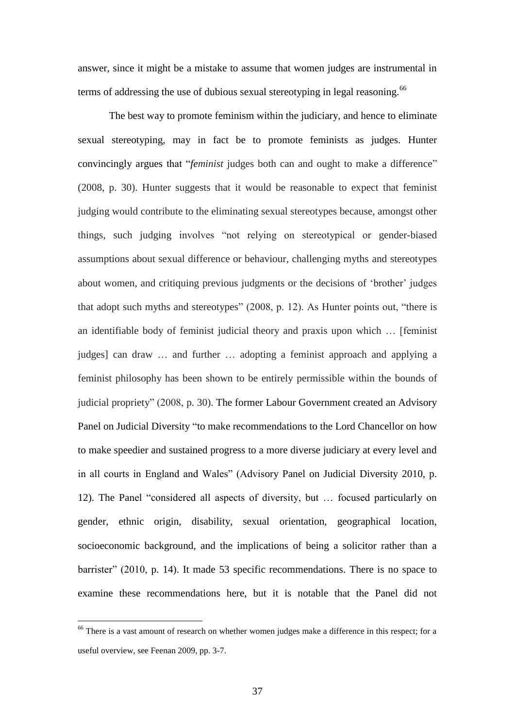answer, since it might be a mistake to assume that women judges are instrumental in terms of addressing the use of dubious sexual stereotyping in legal reasoning.[66]

The best way to promote feminism within the judiciary, and hence to eliminate sexual stereotyping, may in fact be to promote feminists as judges. Hunter convincingly argues that "*feminist* judges both can and ought to make a difference" (2008, p. 30). Hunter suggests that it would be reasonable to expect that feminist judging would contribute to the eliminating sexual stereotypes because, amongst other things, such judging involves "not relying on stereotypical or gender-biased assumptions about sexual difference or behaviour, challenging myths and stereotypes about women, and critiquing previous judgments or the decisions of 'brother' judges that adopt such myths and stereotypes" (2008, p. 12). As Hunter points out, "there is an identifiable body of feminist judicial theory and praxis upon which … [feminist judges] can draw … and further … adopting a feminist approach and applying a feminist philosophy has been shown to be entirely permissible within the bounds of judicial propriety" (2008, p. 30). The former Labour Government created an Advisory Panel on Judicial Diversity "to make recommendations to the Lord Chancellor on how to make speedier and sustained progress to a more diverse judiciary at every level and in all courts in England and Wales" (Advisory Panel on Judicial Diversity 2010, p. 12). The Panel "considered all aspects of diversity, but … focused particularly on gender, ethnic origin, disability, sexual orientation, geographical location, socioeconomic background, and the implications of being a solicitor rather than a barrister" (2010, p. 14). It made 53 specific recommendations. There is no space to examine these recommendations here, but it is notable that the Panel did not

---

[66] There is a vast amount of research on whether women judges make a difference in this respect; for a useful overview, see Feenan 2009, pp. 3-7.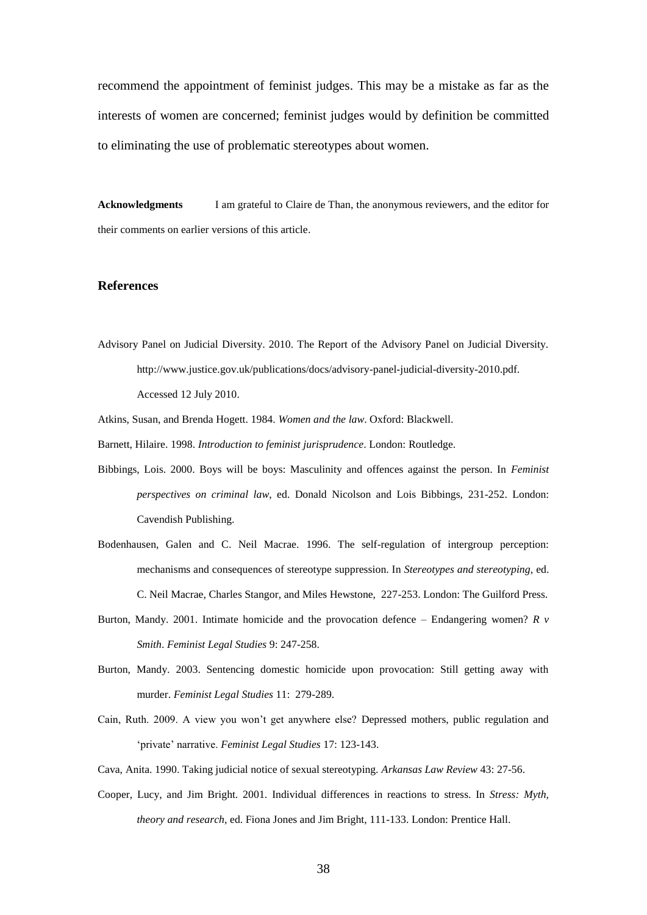recommend the appointment of feminist judges. This may be a mistake as far as the interests of women are concerned; feminist judges would by definition be committed to eliminating the use of problematic stereotypes about women.

**Acknowledgments** I am grateful to Claire de Than, the anonymous reviewers, and the editor for their comments on earlier versions of this article.

## References

Advisory Panel on Judicial Diversity. 2010. The Report of the Advisory Panel on Judicial Diversity. http://www.justice.gov.uk/publications/docs/advisory-panel-judicial-diversity-2010.pdf. Accessed 12 July 2010.

Atkins, Susan, and Brenda Hogett. 1984. *Women and the law*. Oxford: Blackwell.

Barnett, Hilaire. 1998. *Introduction to feminist jurisprudence*. London: Routledge.

Bibbings, Lois. 2000. Boys will be boys: Masculinity and offences against the person. In *Feminist perspectives on criminal law*, ed. Donald Nicolson and Lois Bibbings, 231-252. London: Cavendish Publishing.

Bodenhausen, Galen and C. Neil Macrae. 1996. The self-regulation of intergroup perception: mechanisms and consequences of stereotype suppression. In *Stereotypes and stereotyping*, ed. C. Neil Macrae, Charles Stangor, and Miles Hewstone, 227-253. London: The Guilford Press.

Burton, Mandy. 2001. Intimate homicide and the provocation defence – Endangering women? *R v Smith*. *Feminist Legal Studies* 9: 247-258.

Burton, Mandy. 2003. Sentencing domestic homicide upon provocation: Still getting away with murder. *Feminist Legal Studies* 11: 279-289.

Cain, Ruth. 2009. A view you won't get anywhere else? Depressed mothers, public regulation and 'private' narrative. *Feminist Legal Studies* 17: 123-143.

Cava, Anita. 1990. Taking judicial notice of sexual stereotyping. *Arkansas Law Review* 43: 27-56.

Cooper, Lucy, and Jim Bright. 2001. Individual differences in reactions to stress. In *Stress: Myth, theory and research*, ed. Fiona Jones and Jim Bright, 111-133. London: Prentice Hall.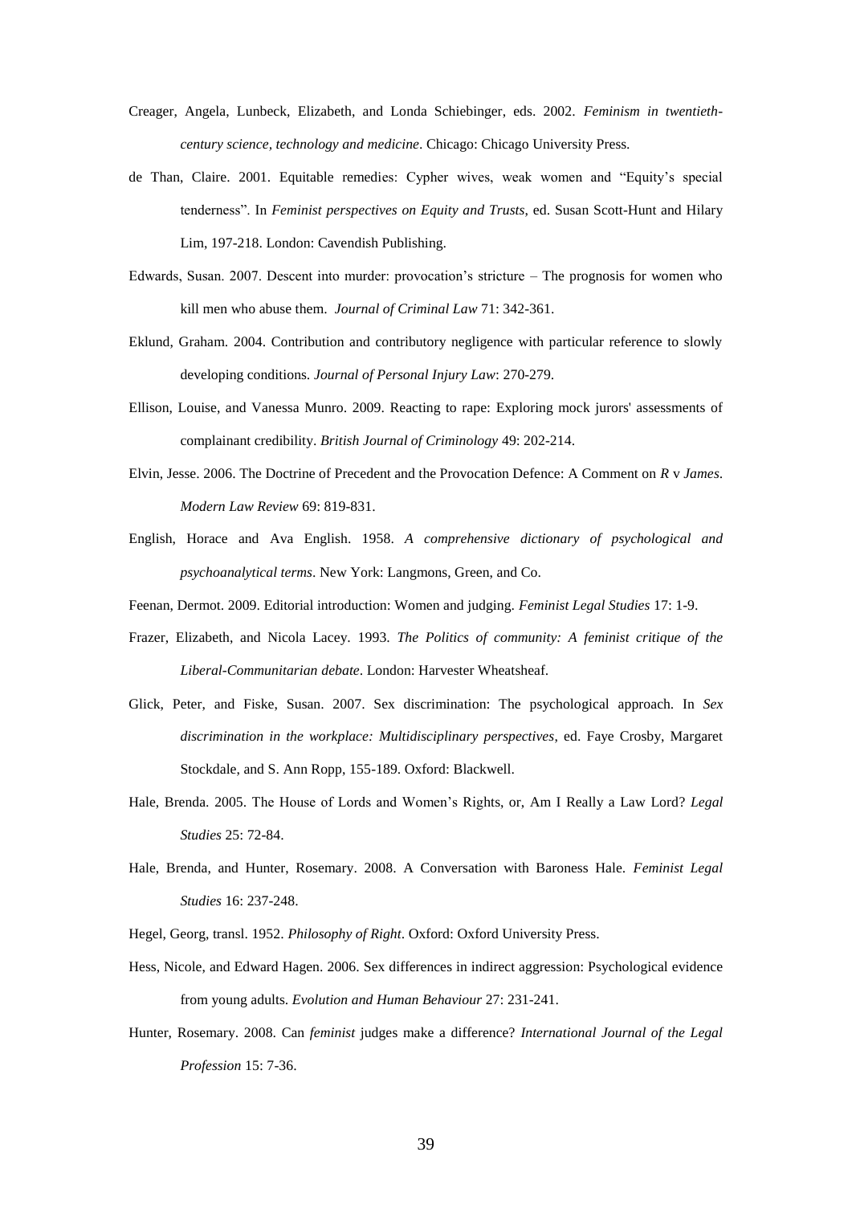Creager, Angela, Lunbeck, Elizabeth, and Londa Schiebinger, eds. 2002. *Feminism in twentieth-century science, technology and medicine*. Chicago: Chicago University Press.

de Than, Claire. 2001. Equitable remedies: Cypher wives, weak women and "Equity's special tenderness". In *Feminist perspectives on Equity and Trusts*, ed. Susan Scott-Hunt and Hilary Lim, 197-218. London: Cavendish Publishing.

Edwards, Susan. 2007. Descent into murder: provocation's stricture – The prognosis for women who kill men who abuse them. *Journal of Criminal Law* 71: 342-361.

Eklund, Graham. 2004. Contribution and contributory negligence with particular reference to slowly developing conditions. *Journal of Personal Injury Law*: 270-279.

Ellison, Louise, and Vanessa Munro. 2009. Reacting to rape: Exploring mock jurors' assessments of complainant credibility. *British Journal of Criminology* 49: 202-214.

Elvin, Jesse. 2006. The Doctrine of Precedent and the Provocation Defence: A Comment on *R* v *James*. *Modern Law Review* 69: 819-831.

English, Horace and Ava English. 1958. *A comprehensive dictionary of psychological and psychoanalytical terms*. New York: Langmons, Green, and Co.

Feenan, Dermot. 2009. Editorial introduction: Women and judging. *Feminist Legal Studies* 17: 1-9.

Frazer, Elizabeth, and Nicola Lacey. 1993. *The Politics of community: A feminist critique of the Liberal-Communitarian debate*. London: Harvester Wheatsheaf.

Glick, Peter, and Fiske, Susan. 2007. Sex discrimination: The psychological approach. In *Sex discrimination in the workplace: Multidisciplinary perspectives*, ed. Faye Crosby, Margaret Stockdale, and S. Ann Ropp, 155-189. Oxford: Blackwell.

Hale, Brenda. 2005. The House of Lords and Women's Rights, or, Am I Really a Law Lord? *Legal Studies* 25: 72-84.

Hale, Brenda, and Hunter, Rosemary. 2008. A Conversation with Baroness Hale. *Feminist Legal Studies* 16: 237-248.

Hegel, Georg, transl. 1952. *Philosophy of Right*. Oxford: Oxford University Press.

Hess, Nicole, and Edward Hagen. 2006. Sex differences in indirect aggression: Psychological evidence from young adults. *Evolution and Human Behaviour* 27: 231-241.

Hunter, Rosemary. 2008. Can *feminist* judges make a difference? *International Journal of the Legal Profession* 15: 7-36.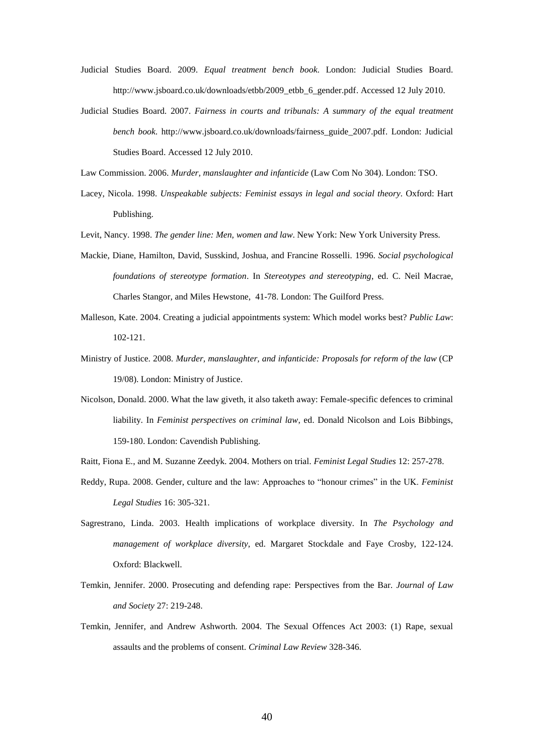Judicial Studies Board. 2009. *Equal treatment bench book*. London: Judicial Studies Board. http://www.jsboard.co.uk/downloads/etbb/2009_etbb_6_gender.pdf. Accessed 12 July 2010.

Judicial Studies Board. 2007. *Fairness in courts and tribunals: A summary of the equal treatment bench book*. http://www.jsboard.co.uk/downloads/fairness_guide_2007.pdf. London: Judicial Studies Board. Accessed 12 July 2010.

Law Commission. 2006. *Murder, manslaughter and infanticide* (Law Com No 304). London: TSO.

Lacey, Nicola. 1998. *Unspeakable subjects: Feminist essays in legal and social theory*. Oxford: Hart Publishing.

Levit, Nancy. 1998. *The gender line: Men, women and law*. New York: New York University Press.

Mackie, Diane, Hamilton, David, Susskind, Joshua, and Francine Rosselli. 1996. *Social psychological foundations of stereotype formation*. In *Stereotypes and stereotyping*, ed. C. Neil Macrae, Charles Stangor, and Miles Hewstone, 41-78. London: The Guilford Press.

Malleson, Kate. 2004. Creating a judicial appointments system: Which model works best? *Public Law*: 102-121.

Ministry of Justice. 2008. *Murder, manslaughter, and infanticide: Proposals for reform of the law* (CP 19/08). London: Ministry of Justice.

Nicolson, Donald. 2000. What the law giveth, it also taketh away: Female-specific defences to criminal liability. In *Feminist perspectives on criminal law*, ed. Donald Nicolson and Lois Bibbings, 159-180. London: Cavendish Publishing.

Raitt, Fiona E., and M. Suzanne Zeedyk. 2004. Mothers on trial. *Feminist Legal Studies* 12: 257-278.

Reddy, Rupa. 2008. Gender, culture and the law: Approaches to "honour crimes" in the UK. *Feminist Legal Studies* 16: 305-321.

Sagrestrano, Linda. 2003. Health implications of workplace diversity. In *The Psychology and management of workplace diversity*, ed. Margaret Stockdale and Faye Crosby, 122-124. Oxford: Blackwell.

Temkin, Jennifer. 2000. Prosecuting and defending rape: Perspectives from the Bar. *Journal of Law and Society* 27: 219-248.

Temkin, Jennifer, and Andrew Ashworth. 2004. The Sexual Offences Act 2003: (1) Rape, sexual assaults and the problems of consent. *Criminal Law Review* 328-346.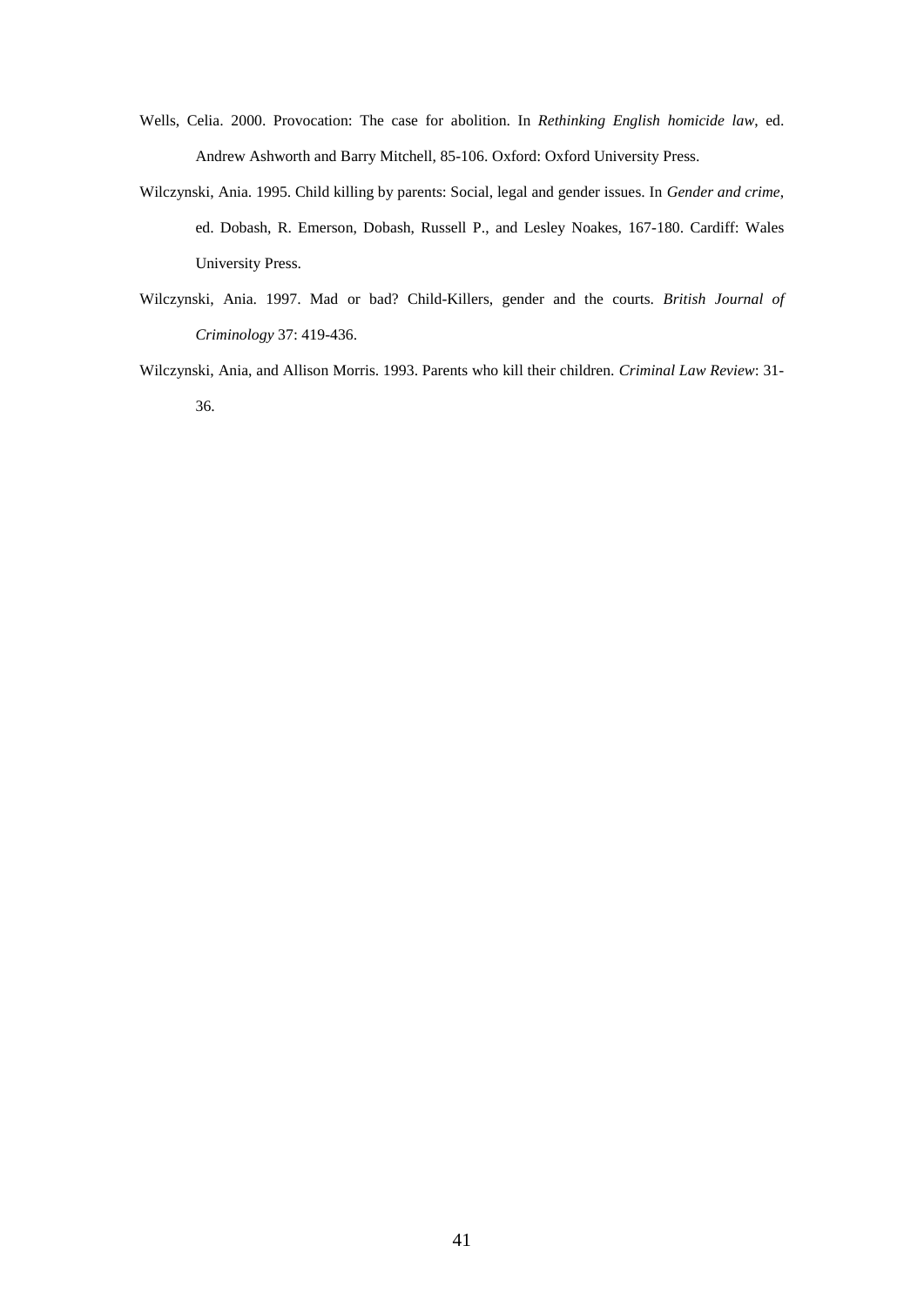Wells, Celia. 2000. Provocation: The case for abolition. In *Rethinking English homicide law*, ed. Andrew Ashworth and Barry Mitchell, 85-106. Oxford: Oxford University Press.

Wilczynski, Ania. 1995. Child killing by parents: Social, legal and gender issues. In *Gender and crime*, ed. Dobash, R. Emerson, Dobash, Russell P., and Lesley Noakes, 167-180. Cardiff: Wales University Press.

Wilczynski, Ania. 1997. Mad or bad? Child-Killers, gender and the courts. *British Journal of Criminology* 37: 419-436.

Wilczynski, Ania, and Allison Morris. 1993. Parents who kill their children. *Criminal Law Review*: 31-36.